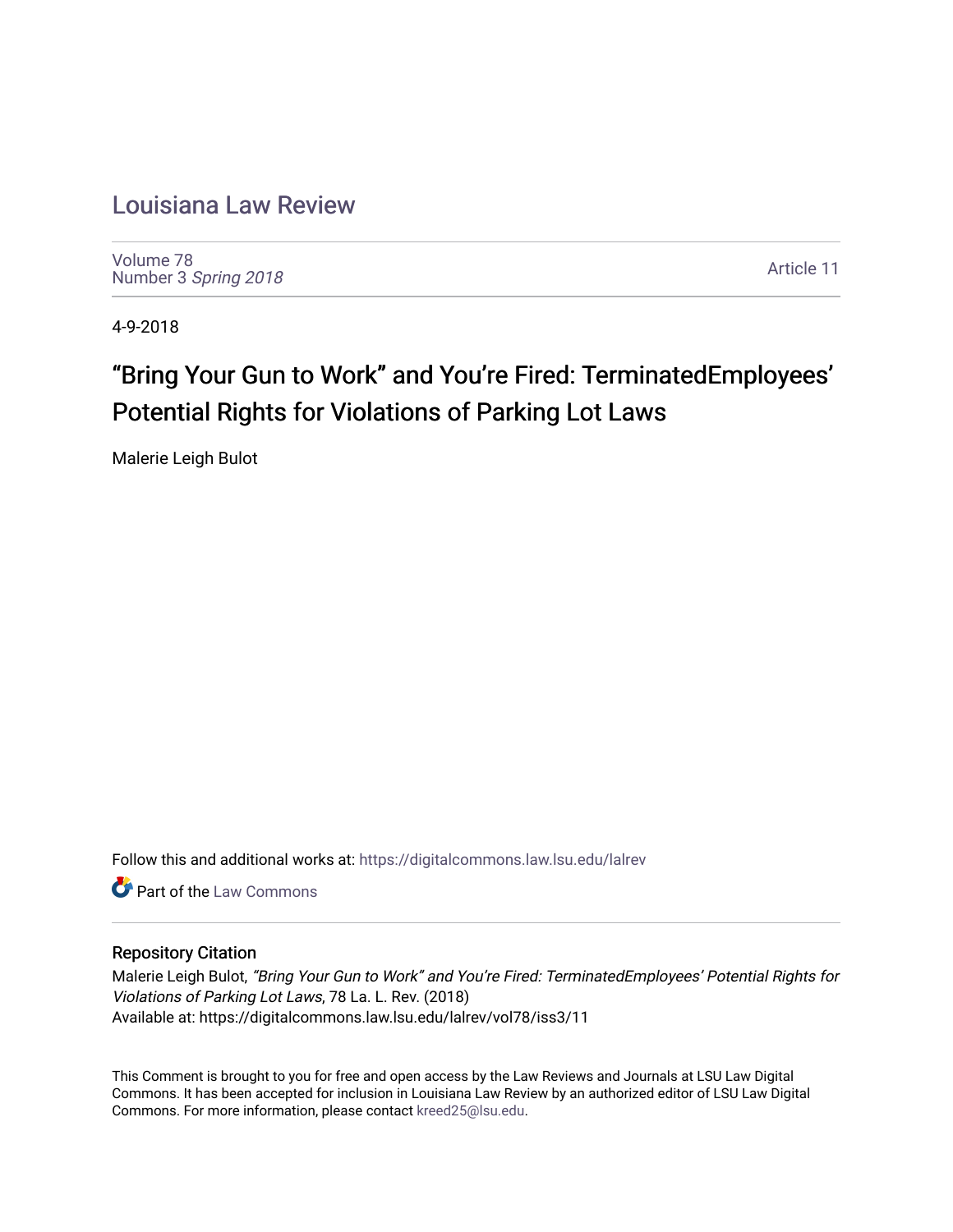# Louisiana Law Review

Volume 78
Number 3 *Spring 2018*

Article 11

4-9-2018

## "Bring Your Gun to Work" and You're Fired: TerminatedEmployees' Potential Rights for Violations of Parking Lot Laws

Malerie Leigh Bulot

Follow this and additional works at: https://digitalcommons.law.lsu.edu/lalrev

Part of the Law Commons

### Repository Citation

Malerie Leigh Bulot, *"Bring Your Gun to Work" and You're Fired: TerminatedEmployees' Potential Rights for Violations of Parking Lot Laws*, 78 La. L. Rev. (2018)
Available at: https://digitalcommons.law.lsu.edu/lalrev/vol78/iss3/11

This Comment is brought to you for free and open access by the Law Reviews and Journals at LSU Law Digital Commons. It has been accepted for inclusion in Louisiana Law Review by an authorized editor of LSU Law Digital Commons. For more information, please contact kreed25@lsu.edu.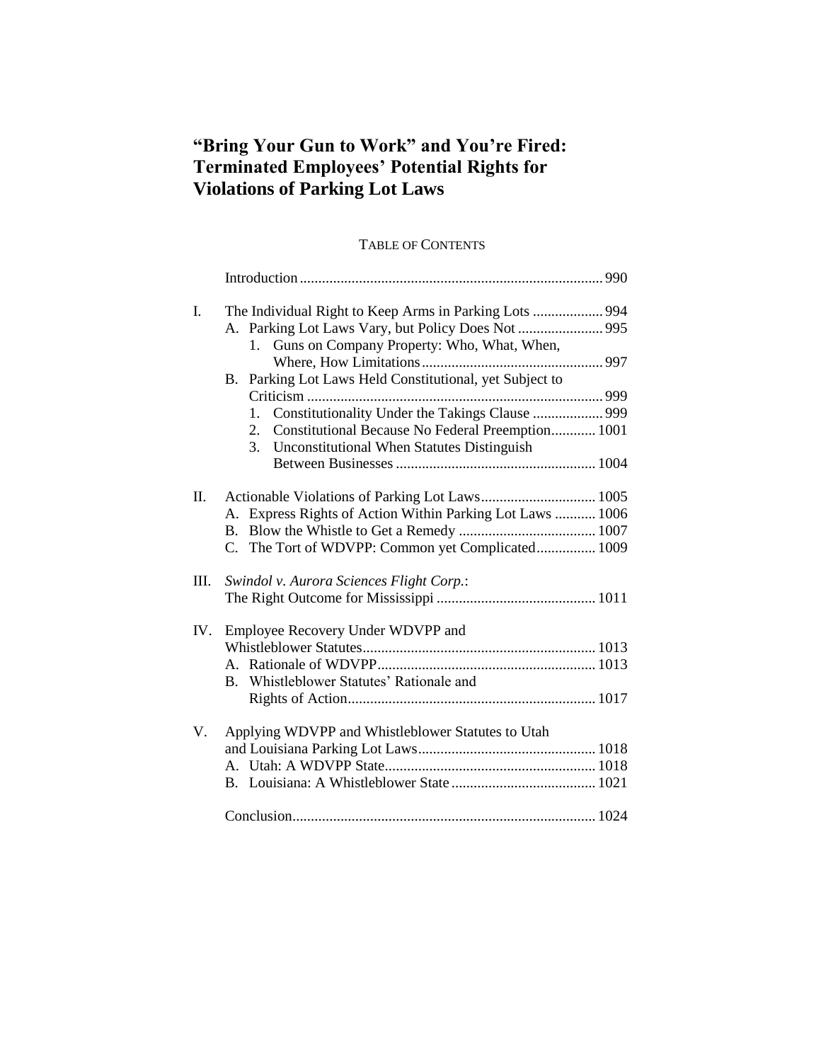# "Bring Your Gun to Work" and You're Fired: Terminated Employees' Potential Rights for Violations of Parking Lot Laws

TABLE OF CONTENTS

Introduction .......... 990

I. The Individual Right to Keep Arms in Parking Lots .......... 994
   A. Parking Lot Laws Vary, but Policy Does Not .......... 995
      1. Guns on Company Property: Who, What, When, Where, How Limitations .......... 997
   B. Parking Lot Laws Held Constitutional, yet Subject to Criticism .......... 999
      1. Constitutionality Under the Takings Clause .......... 999
      2. Constitutional Because No Federal Preemption .......... 1001
      3. Unconstitutional When Statutes Distinguish Between Businesses .......... 1004

II. Actionable Violations of Parking Lot Laws .......... 1005
   A. Express Rights of Action Within Parking Lot Laws .......... 1006
   B. Blow the Whistle to Get a Remedy .......... 1007
   C. The Tort of WDVPP: Common yet Complicated .......... 1009

III. *Swindol v. Aurora Sciences Flight Corp.*: The Right Outcome for Mississippi .......... 1011

IV. Employee Recovery Under WDVPP and Whistleblower Statutes .......... 1013
   A. Rationale of WDVPP .......... 1013
   B. Whistleblower Statutes' Rationale and Rights of Action .......... 1017

V. Applying WDVPP and Whistleblower Statutes to Utah and Louisiana Parking Lot Laws .......... 1018
   A. Utah: A WDVPP State .......... 1018
   B. Louisiana: A Whistleblower State .......... 1021

Conclusion .......... 1024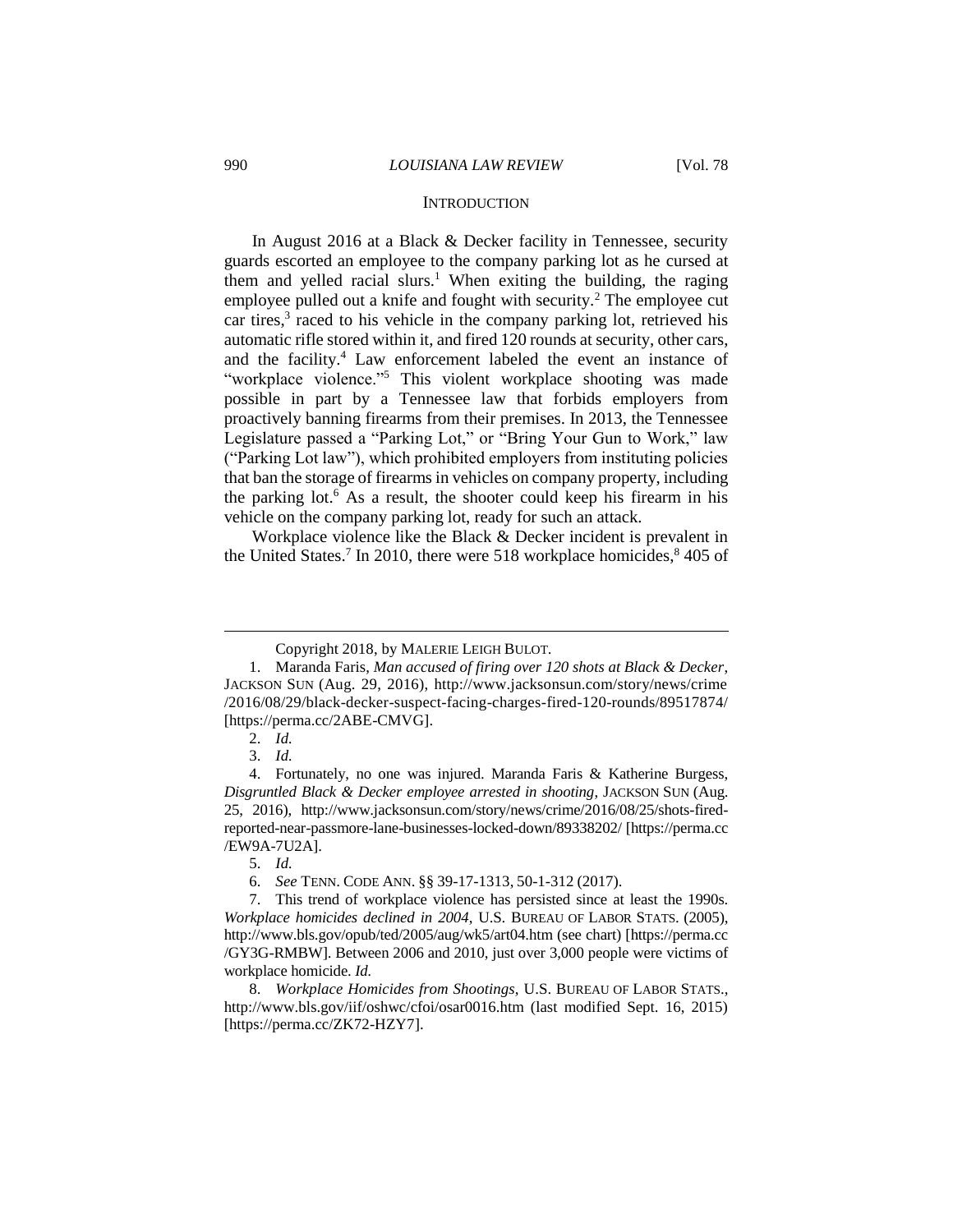## INTRODUCTION

In August 2016 at a Black & Decker facility in Tennessee, security guards escorted an employee to the company parking lot as he cursed at them and yelled racial slurs.[1] When exiting the building, the raging employee pulled out a knife and fought with security.[2] The employee cut car tires,[3] raced to his vehicle in the company parking lot, retrieved his automatic rifle stored within it, and fired 120 rounds at security, other cars, and the facility.[4] Law enforcement labeled the event an instance of "workplace violence."[5] This violent workplace shooting was made possible in part by a Tennessee law that forbids employers from proactively banning firearms from their premises. In 2013, the Tennessee Legislature passed a "Parking Lot," or "Bring Your Gun to Work," law ("Parking Lot law"), which prohibited employers from instituting policies that ban the storage of firearms in vehicles on company property, including the parking lot.[6] As a result, the shooter could keep his firearm in his vehicle on the company parking lot, ready for such an attack.

Workplace violence like the Black & Decker incident is prevalent in the United States.[7] In 2010, there were 518 workplace homicides,[8] 405 of

---

Copyright 2018, by MALERIE LEIGH BULOT.

1. Maranda Faris, *Man accused of firing over 120 shots at Black & Decker*, JACKSON SUN (Aug. 29, 2016), http://www.jacksonsun.com/story/news/crime/2016/08/29/black-decker-suspect-facing-charges-fired-120-rounds/89517874/ [https://perma.cc/2ABE-CMVG].

2. *Id.*

3. *Id.*

4. Fortunately, no one was injured. Maranda Faris & Katherine Burgess, *Disgruntled Black & Decker employee arrested in shooting*, JACKSON SUN (Aug. 25, 2016), http://www.jacksonsun.com/story/news/crime/2016/08/25/shots-fired-reported-near-passmore-lane-businesses-locked-down/89338202/ [https://perma.cc/EW9A-7U2A].

5. *Id.*

6. *See* TENN. CODE ANN. §§ 39-17-1313, 50-1-312 (2017).

7. This trend of workplace violence has persisted since at least the 1990s. *Workplace homicides declined in 2004*, U.S. BUREAU OF LABOR STATS. (2005), http://www.bls.gov/opub/ted/2005/aug/wk5/art04.htm (see chart) [https://perma.cc/GY3G-RMBW]. Between 2006 and 2010, just over 3,000 people were victims of workplace homicide. *Id.*

8. *Workplace Homicides from Shootings*, U.S. BUREAU OF LABOR STATS., http://www.bls.gov/iif/oshwc/cfoi/osar0016.htm (last modified Sept. 16, 2015) [https://perma.cc/ZK72-HZY7].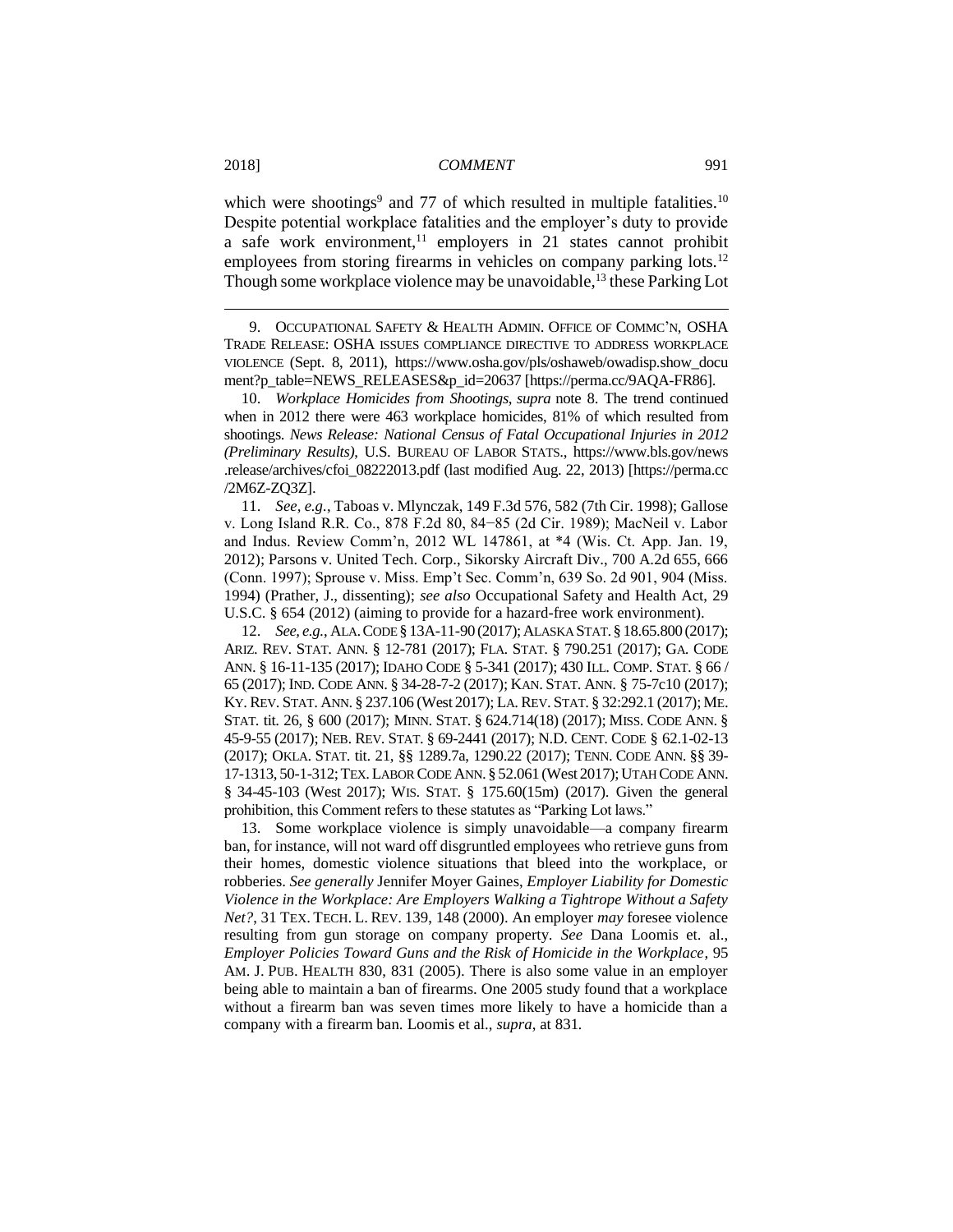which were shootings[9] and 77 of which resulted in multiple fatalities.[10] Despite potential workplace fatalities and the employer's duty to provide a safe work environment,[11] employers in 21 states cannot prohibit employees from storing firearms in vehicles on company parking lots.[12] Though some workplace violence may be unavoidable,[13] these Parking Lot

---

9. OCCUPATIONAL SAFETY & HEALTH ADMIN. OFFICE OF COMMC'N, OSHA TRADE RELEASE: OSHA ISSUES COMPLIANCE DIRECTIVE TO ADDRESS WORKPLACE VIOLENCE (Sept. 8, 2011), https://www.osha.gov/pls/oshaweb/owadisp.show_document?p_table=NEWS_RELEASES&p_id=20637 [https://perma.cc/9AQA-FR86].

10. *Workplace Homicides from Shootings*, *supra* note 8. The trend continued when in 2012 there were 463 workplace homicides, 81% of which resulted from shootings. *News Release: National Census of Fatal Occupational Injuries in 2012 (Preliminary Results)*, U.S. BUREAU OF LABOR STATS., https://www.bls.gov/news.release/archives/cfoi_08222013.pdf (last modified Aug. 22, 2013) [https://perma.cc/2M6Z-ZQ3Z].

11. *See, e.g.*, Taboas v. Mlynczak, 149 F.3d 576, 582 (7th Cir. 1998); Gallose v. Long Island R.R. Co., 878 F.2d 80, 84−85 (2d Cir. 1989); MacNeil v. Labor and Indus. Review Comm'n, 2012 WL 147861, at *4 (Wis. Ct. App. Jan. 19, 2012); Parsons v. United Tech. Corp., Sikorsky Aircraft Div., 700 A.2d 655, 666 (Conn. 1997); Sprouse v. Miss. Emp't Sec. Comm'n, 639 So. 2d 901, 904 (Miss. 1994) (Prather, J., dissenting); *see also* Occupational Safety and Health Act, 29 U.S.C. § 654 (2012) (aiming to provide for a hazard-free work environment).

12. *See, e.g.*, ALA. CODE § 13A-11-90 (2017); ALASKA STAT. § 18.65.800 (2017); ARIZ. REV. STAT. ANN. § 12-781 (2017); FLA. STAT. § 790.251 (2017); GA. CODE ANN. § 16-11-135 (2017); IDAHO CODE § 5-341 (2017); 430 ILL. COMP. STAT. § 66 / 65 (2017); IND. CODE ANN. § 34-28-7-2 (2017); KAN. STAT. ANN. § 75-7c10 (2017); KY. REV. STAT. ANN. § 237.106 (West 2017); LA. REV. STAT. § 32:292.1 (2017); ME. STAT. tit. 26, § 600 (2017); MINN. STAT. § 624.714(18) (2017); MISS. CODE ANN. § 45-9-55 (2017); NEB. REV. STAT. § 69-2441 (2017); N.D. CENT. CODE § 62.1-02-13 (2017); OKLA. STAT. tit. 21, §§ 1289.7a, 1290.22 (2017); TENN. CODE ANN. §§ 39-17-1313, 50-1-312; TEX. LABOR CODE ANN. § 52.061 (West 2017); UTAH CODE ANN. § 34-45-103 (West 2017); WIS. STAT. § 175.60(15m) (2017). Given the general prohibition, this Comment refers to these statutes as "Parking Lot laws."

13. Some workplace violence is simply unavoidable—a company firearm ban, for instance, will not ward off disgruntled employees who retrieve guns from their homes, domestic violence situations that bleed into the workplace, or robberies. *See generally* Jennifer Moyer Gaines, *Employer Liability for Domestic Violence in the Workplace: Are Employers Walking a Tightrope Without a Safety Net?*, 31 TEX. TECH. L. REV. 139, 148 (2000). An employer *may* foresee violence resulting from gun storage on company property. *See* Dana Loomis et. al., *Employer Policies Toward Guns and the Risk of Homicide in the Workplace*, 95 AM. J. PUB. HEALTH 830, 831 (2005). There is also some value in an employer being able to maintain a ban of firearms. One 2005 study found that a workplace without a firearm ban was seven times more likely to have a homicide than a company with a firearm ban. Loomis et al., *supra*, at 831.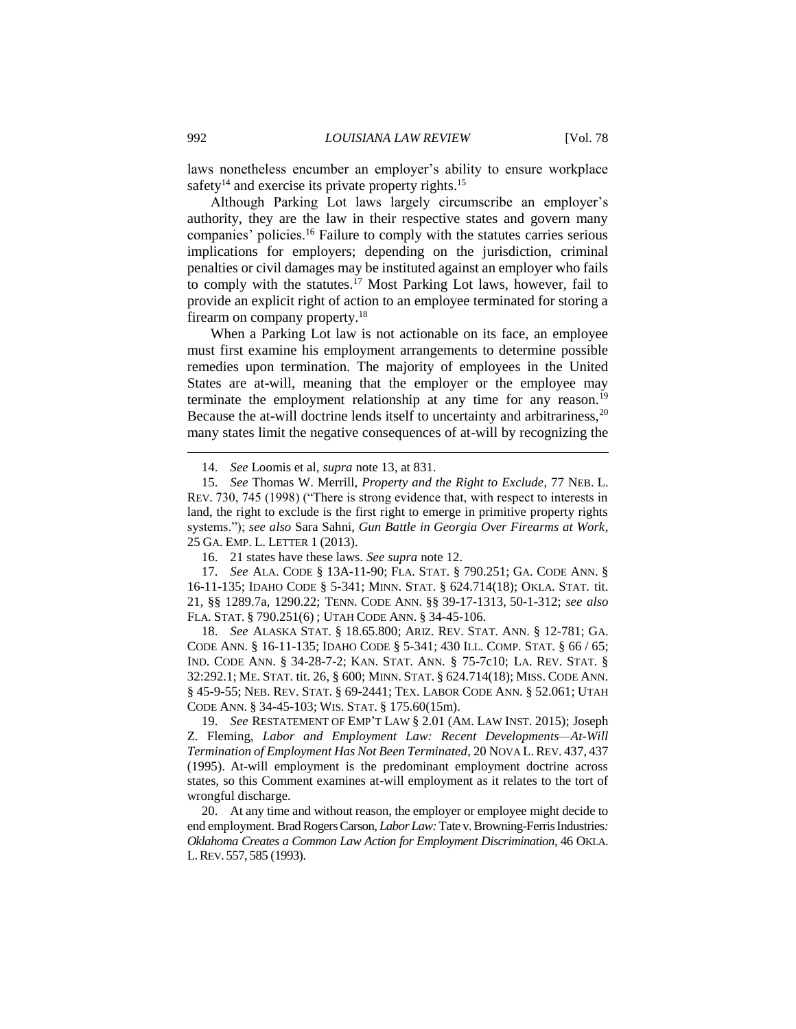laws nonetheless encumber an employer's ability to ensure workplace safety[14] and exercise its private property rights.[15]

Although Parking Lot laws largely circumscribe an employer's authority, they are the law in their respective states and govern many companies' policies.[16] Failure to comply with the statutes carries serious implications for employers; depending on the jurisdiction, criminal penalties or civil damages may be instituted against an employer who fails to comply with the statutes.[17] Most Parking Lot laws, however, fail to provide an explicit right of action to an employee terminated for storing a firearm on company property.[18]

When a Parking Lot law is not actionable on its face, an employee must first examine his employment arrangements to determine possible remedies upon termination. The majority of employees in the United States are at-will, meaning that the employer or the employee may terminate the employment relationship at any time for any reason.[19] Because the at-will doctrine lends itself to uncertainty and arbitrariness,[20] many states limit the negative consequences of at-will by recognizing the

---

14. *See* Loomis et al, *supra* note 13, at 831.

15. *See* Thomas W. Merrill, *Property and the Right to Exclude*, 77 NEB. L. REV. 730, 745 (1998) ("There is strong evidence that, with respect to interests in land, the right to exclude is the first right to emerge in primitive property rights systems."); *see also* Sara Sahni, *Gun Battle in Georgia Over Firearms at Work*, 25 GA. EMP. L. LETTER 1 (2013).

16. 21 states have these laws. *See supra* note 12.

17. *See* ALA. CODE § 13A-11-90; FLA. STAT. § 790.251; GA. CODE ANN. § 16-11-135; IDAHO CODE § 5-341; MINN. STAT. § 624.714(18); OKLA. STAT. tit. 21, §§ 1289.7a, 1290.22; TENN. CODE ANN. §§ 39-17-1313, 50-1-312; *see also* FLA. STAT. § 790.251(6) ; UTAH CODE ANN. § 34-45-106.

18. *See* ALASKA STAT. § 18.65.800; ARIZ. REV. STAT. ANN. § 12-781; GA. CODE ANN. § 16-11-135; IDAHO CODE § 5-341; 430 ILL. COMP. STAT. § 66 / 65; IND. CODE ANN. § 34-28-7-2; KAN. STAT. ANN. § 75-7c10; LA. REV. STAT. § 32:292.1; ME. STAT. tit. 26, § 600; MINN. STAT. § 624.714(18); MISS. CODE ANN. § 45-9-55; NEB. REV. STAT. § 69-2441; TEX. LABOR CODE ANN. § 52.061; UTAH CODE ANN. § 34-45-103; WIS. STAT. § 175.60(15m).

19. *See* RESTATEMENT OF EMP'T LAW § 2.01 (AM. LAW INST. 2015); Joseph Z. Fleming, *Labor and Employment Law: Recent Developments—At-Will Termination of Employment Has Not Been Terminated*, 20 NOVA L. REV. 437, 437 (1995). At-will employment is the predominant employment doctrine across states, so this Comment examines at-will employment as it relates to the tort of wrongful discharge.

20. At any time and without reason, the employer or employee might decide to end employment. Brad Rogers Carson, *Labor Law:* Tate v. Browning-Ferris Industries*: Oklahoma Creates a Common Law Action for Employment Discrimination*, 46 OKLA. L. REV. 557, 585 (1993).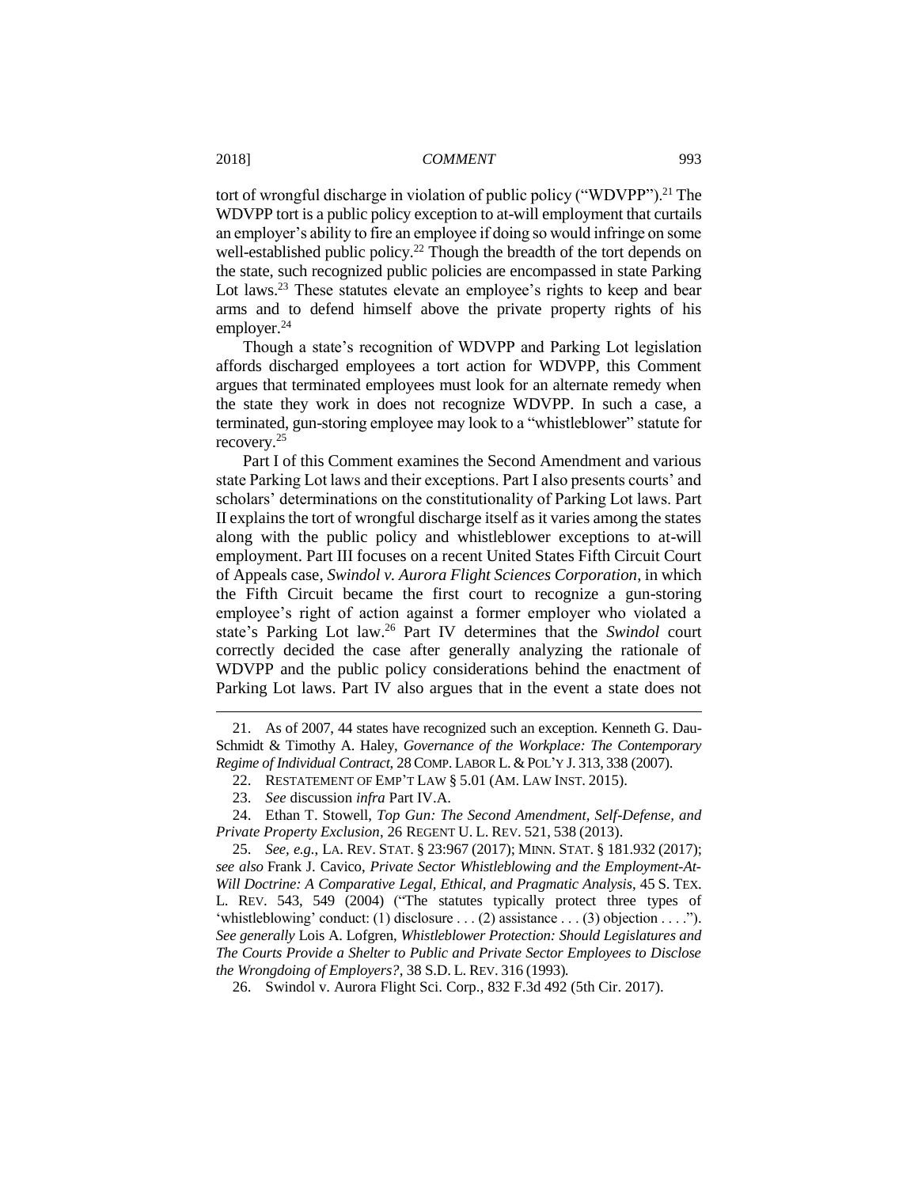tort of wrongful discharge in violation of public policy ("WDVPP").[21] The WDVPP tort is a public policy exception to at-will employment that curtails an employer's ability to fire an employee if doing so would infringe on some well-established public policy.[22] Though the breadth of the tort depends on the state, such recognized public policies are encompassed in state Parking Lot laws.[23] These statutes elevate an employee's rights to keep and bear arms and to defend himself above the private property rights of his employer.[24]

Though a state's recognition of WDVPP and Parking Lot legislation affords discharged employees a tort action for WDVPP, this Comment argues that terminated employees must look for an alternate remedy when the state they work in does not recognize WDVPP. In such a case, a terminated, gun-storing employee may look to a "whistleblower" statute for recovery.[25]

Part I of this Comment examines the Second Amendment and various state Parking Lot laws and their exceptions. Part I also presents courts' and scholars' determinations on the constitutionality of Parking Lot laws. Part II explains the tort of wrongful discharge itself as it varies among the states along with the public policy and whistleblower exceptions to at-will employment. Part III focuses on a recent United States Fifth Circuit Court of Appeals case, *Swindol v. Aurora Flight Sciences Corporation*, in which the Fifth Circuit became the first court to recognize a gun-storing employee's right of action against a former employer who violated a state's Parking Lot law.[26] Part IV determines that the *Swindol* court correctly decided the case after generally analyzing the rationale of WDVPP and the public policy considerations behind the enactment of Parking Lot laws. Part IV also argues that in the event a state does not

---

21. As of 2007, 44 states have recognized such an exception. Kenneth G. Dau-Schmidt & Timothy A. Haley, *Governance of the Workplace: The Contemporary Regime of Individual Contract*, 28 COMP. LABOR L. & POL'Y J. 313, 338 (2007).

22. RESTATEMENT OF EMP'T LAW § 5.01 (AM. LAW INST. 2015).

23. *See* discussion *infra* Part IV.A.

24. Ethan T. Stowell, *Top Gun: The Second Amendment, Self-Defense, and Private Property Exclusion*, 26 REGENT U. L. REV. 521, 538 (2013).

25. *See, e.g.*, LA. REV. STAT. § 23:967 (2017); MINN. STAT. § 181.932 (2017); *see also* Frank J. Cavico, *Private Sector Whistleblowing and the Employment-At-Will Doctrine: A Comparative Legal, Ethical, and Pragmatic Analysis*, 45 S. TEX. L. REV. 543, 549 (2004) ("The statutes typically protect three types of 'whistleblowing' conduct: (1) disclosure . . . (2) assistance . . . (3) objection . . . ."). *See generally* Lois A. Lofgren, *Whistleblower Protection: Should Legislatures and The Courts Provide a Shelter to Public and Private Sector Employees to Disclose the Wrongdoing of Employers?*, 38 S.D. L. REV. 316 (1993).

26. Swindol v. Aurora Flight Sci. Corp., 832 F.3d 492 (5th Cir. 2017).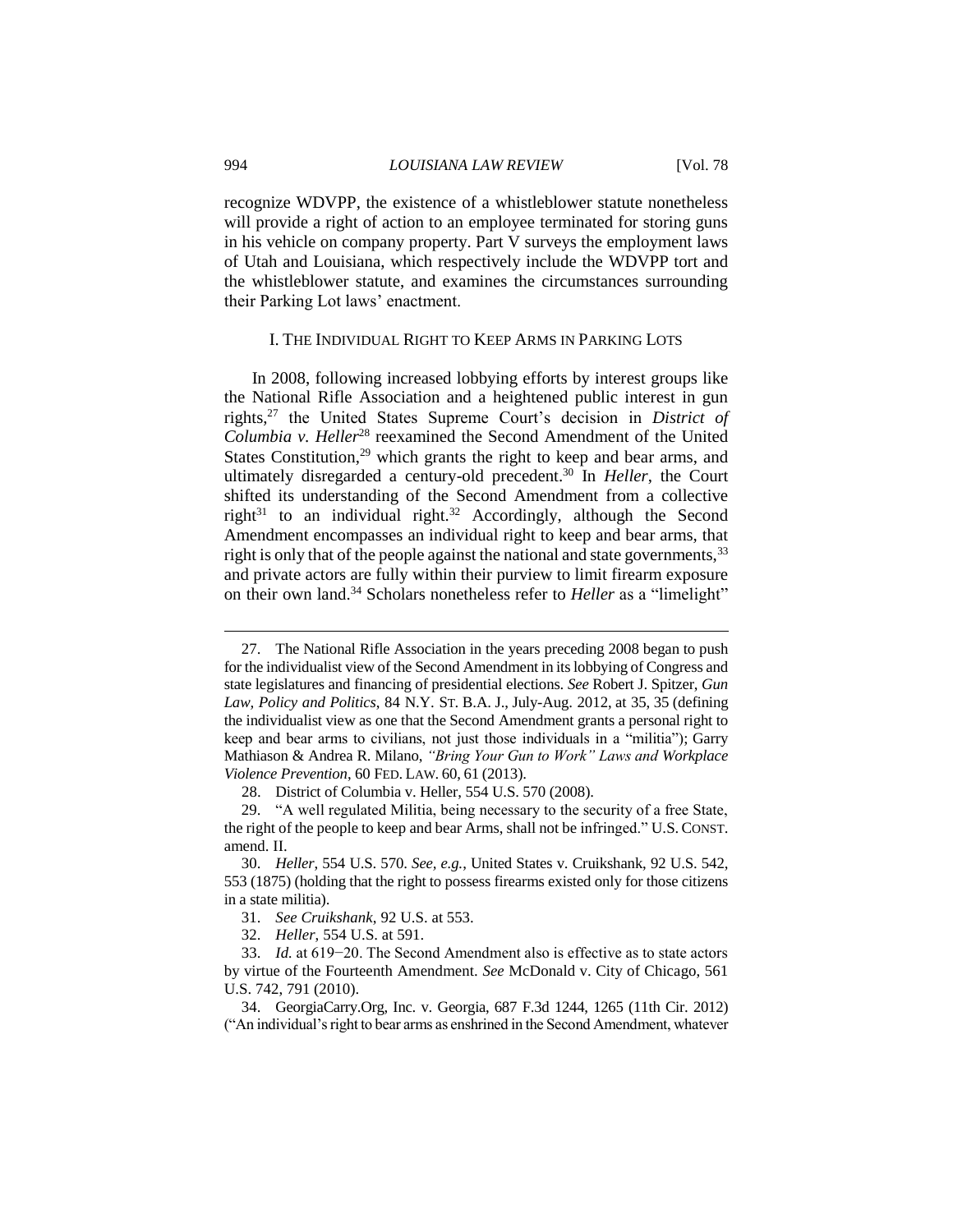recognize WDVPP, the existence of a whistleblower statute nonetheless will provide a right of action to an employee terminated for storing guns in his vehicle on company property. Part V surveys the employment laws of Utah and Louisiana, which respectively include the WDVPP tort and the whistleblower statute, and examines the circumstances surrounding their Parking Lot laws' enactment.

## I. THE INDIVIDUAL RIGHT TO KEEP ARMS IN PARKING LOTS

In 2008, following increased lobbying efforts by interest groups like the National Rifle Association and a heightened public interest in gun rights,[27] the United States Supreme Court's decision in *District of Columbia v. Heller*[28] reexamined the Second Amendment of the United States Constitution,[29] which grants the right to keep and bear arms, and ultimately disregarded a century-old precedent.[30] In *Heller*, the Court shifted its understanding of the Second Amendment from a collective right[31] to an individual right.[32] Accordingly, although the Second Amendment encompasses an individual right to keep and bear arms, that right is only that of the people against the national and state governments,[33] and private actors are fully within their purview to limit firearm exposure on their own land.[34] Scholars nonetheless refer to *Heller* as a "limelight"

---

27. The National Rifle Association in the years preceding 2008 began to push for the individualist view of the Second Amendment in its lobbying of Congress and state legislatures and financing of presidential elections. *See* Robert J. Spitzer, *Gun Law, Policy and Politics*, 84 N.Y. ST. B.A. J., July-Aug. 2012, at 35, 35 (defining the individualist view as one that the Second Amendment grants a personal right to keep and bear arms to civilians, not just those individuals in a "militia"); Garry Mathiason & Andrea R. Milano, *"Bring Your Gun to Work" Laws and Workplace Violence Prevention*, 60 FED. LAW. 60, 61 (2013).

28. District of Columbia v. Heller, 554 U.S. 570 (2008).

29. "A well regulated Militia, being necessary to the security of a free State, the right of the people to keep and bear Arms, shall not be infringed." U.S. CONST. amend. II.

30. *Heller*, 554 U.S. 570. *See, e.g.*, United States v. Cruikshank, 92 U.S. 542, 553 (1875) (holding that the right to possess firearms existed only for those citizens in a state militia).

31. *See Cruikshank*, 92 U.S. at 553.

32. *Heller*, 554 U.S. at 591.

33. *Id.* at 619−20. The Second Amendment also is effective as to state actors by virtue of the Fourteenth Amendment. *See* McDonald v. City of Chicago, 561 U.S. 742, 791 (2010).

34. GeorgiaCarry.Org, Inc. v. Georgia, 687 F.3d 1244, 1265 (11th Cir. 2012) ("An individual's right to bear arms as enshrined in the Second Amendment, whatever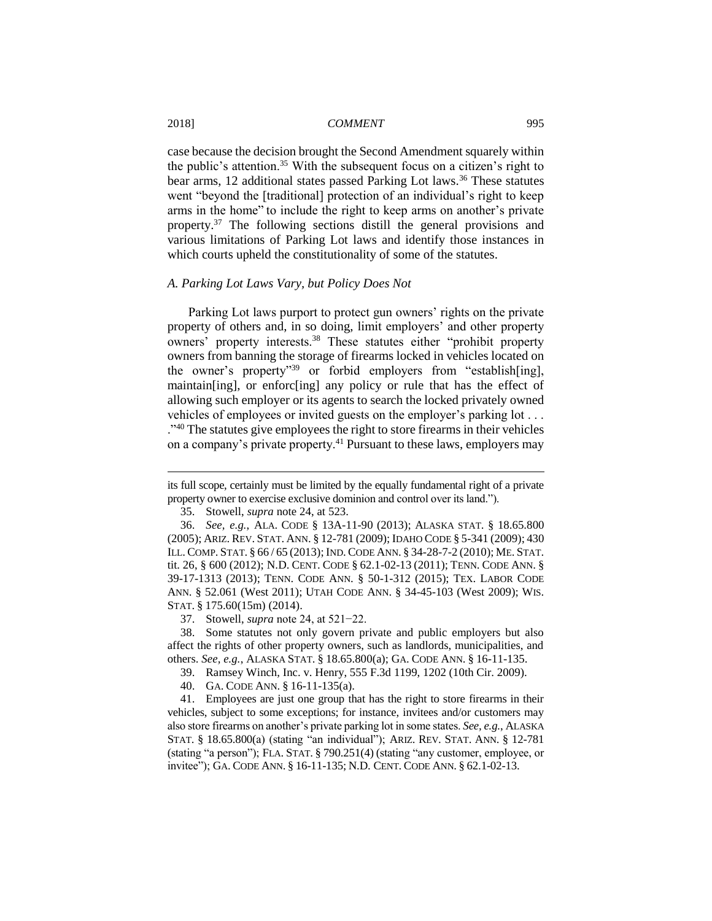case because the decision brought the Second Amendment squarely within the public's attention.[35] With the subsequent focus on a citizen's right to bear arms, 12 additional states passed Parking Lot laws.[36] These statutes went "beyond the [traditional] protection of an individual's right to keep arms in the home" to include the right to keep arms on another's private property.[37] The following sections distill the general provisions and various limitations of Parking Lot laws and identify those instances in which courts upheld the constitutionality of some of the statutes.

### *A. Parking Lot Laws Vary, but Policy Does Not*

Parking Lot laws purport to protect gun owners' rights on the private property of others and, in so doing, limit employers' and other property owners' property interests.[38] These statutes either "prohibit property owners from banning the storage of firearms locked in vehicles located on the owner's property"[39] or forbid employers from "establish[ing], maintain[ing], or enforc[ing] any policy or rule that has the effect of allowing such employer or its agents to search the locked privately owned vehicles of employees or invited guests on the employer's parking lot . . . ."[40] The statutes give employees the right to store firearms in their vehicles on a company's private property.[41] Pursuant to these laws, employers may

---

its full scope, certainly must be limited by the equally fundamental right of a private property owner to exercise exclusive dominion and control over its land.").

35. Stowell, *supra* note 24, at 523.

36. *See, e.g.*, ALA. CODE § 13A-11-90 (2013); ALASKA STAT. § 18.65.800 (2005); ARIZ. REV. STAT. ANN. § 12-781 (2009); IDAHO CODE § 5-341 (2009); 430 ILL. COMP. STAT. § 66 / 65 (2013); IND. CODE ANN. § 34-28-7-2 (2010); ME. STAT. tit. 26, § 600 (2012); N.D. CENT. CODE § 62.1-02-13 (2011); TENN. CODE ANN. § 39-17-1313 (2013); TENN. CODE ANN. § 50-1-312 (2015); TEX. LABOR CODE ANN. § 52.061 (West 2011); UTAH CODE ANN. § 34-45-103 (West 2009); WIS. STAT. § 175.60(15m) (2014).

37. Stowell, *supra* note 24, at 521−22.

38. Some statutes not only govern private and public employers but also affect the rights of other property owners, such as landlords, municipalities, and others. *See, e.g.*, ALASKA STAT. § 18.65.800(a); GA. CODE ANN. § 16-11-135.

39. Ramsey Winch, Inc. v. Henry, 555 F.3d 1199, 1202 (10th Cir. 2009).

40. GA. CODE ANN. § 16-11-135(a).

41. Employees are just one group that has the right to store firearms in their vehicles, subject to some exceptions; for instance, invitees and/or customers may also store firearms on another's private parking lot in some states. *See, e.g.*, ALASKA STAT. § 18.65.800(a) (stating "an individual"); ARIZ. REV. STAT. ANN. § 12-781 (stating "a person"); FLA. STAT. § 790.251(4) (stating "any customer, employee, or invitee"); GA. CODE ANN. § 16-11-135; N.D. CENT. CODE ANN. § 62.1-02-13.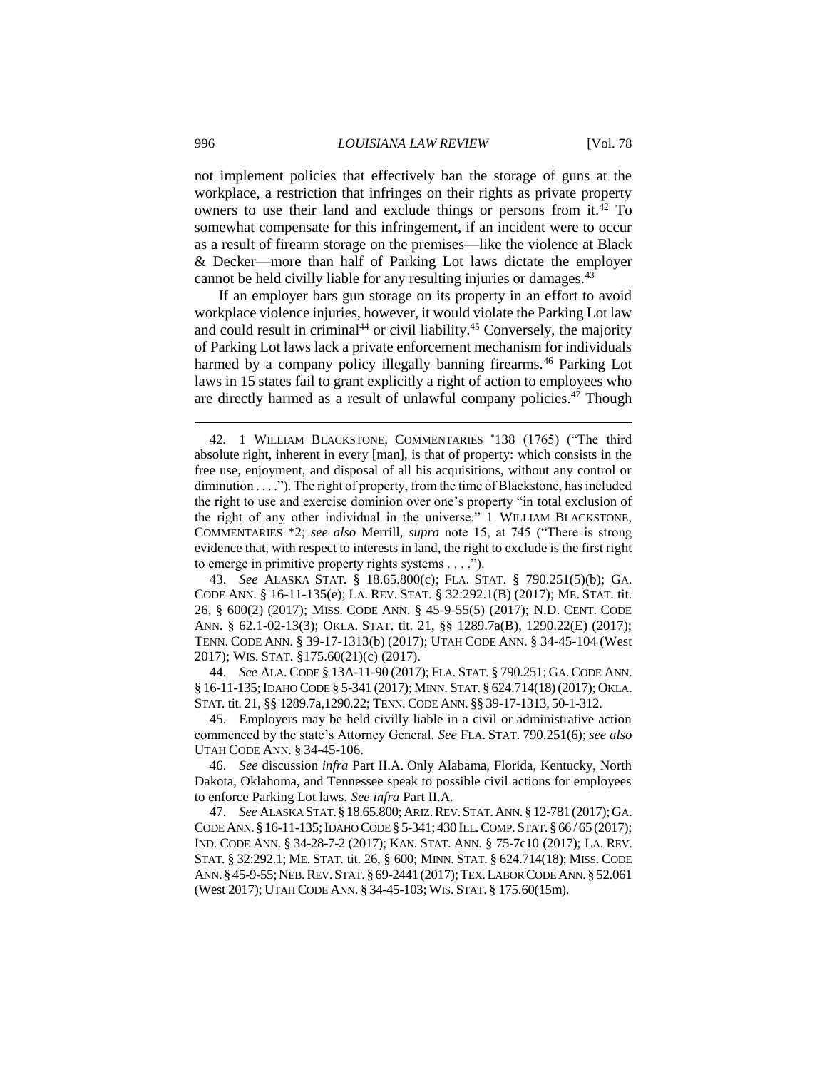not implement policies that effectively ban the storage of guns at the workplace, a restriction that infringes on their rights as private property owners to use their land and exclude things or persons from it.[42] To somewhat compensate for this infringement, if an incident were to occur as a result of firearm storage on the premises—like the violence at Black & Decker—more than half of Parking Lot laws dictate the employer cannot be held civilly liable for any resulting injuries or damages.[43]

If an employer bars gun storage on its property in an effort to avoid workplace violence injuries, however, it would violate the Parking Lot law and could result in criminal[44] or civil liability.[45] Conversely, the majority of Parking Lot laws lack a private enforcement mechanism for individuals harmed by a company policy illegally banning firearms.[46] Parking Lot laws in 15 states fail to grant explicitly a right of action to employees who are directly harmed as a result of unlawful company policies.[47] Though

---

42. 1 WILLIAM BLACKSTONE, COMMENTARIES *138 (1765) ("The third absolute right, inherent in every [man], is that of property: which consists in the free use, enjoyment, and disposal of all his acquisitions, without any control or diminution . . . ."). The right of property, from the time of Blackstone, has included the right to use and exercise dominion over one's property "in total exclusion of the right of any other individual in the universe." 1 WILLIAM BLACKSTONE, COMMENTARIES *2; *see also* Merrill, *supra* note 15, at 745 ("There is strong evidence that, with respect to interests in land, the right to exclude is the first right to emerge in primitive property rights systems . . . .").

43. *See* ALASKA STAT. § 18.65.800(c); FLA. STAT. § 790.251(5)(b); GA. CODE ANN. § 16-11-135(e); LA. REV. STAT. § 32:292.1(B) (2017); ME. STAT. tit. 26, § 600(2) (2017); MISS. CODE ANN. § 45-9-55(5) (2017); N.D. CENT. CODE ANN. § 62.1-02-13(3); OKLA. STAT. tit. 21, §§ 1289.7a(B), 1290.22(E) (2017); TENN. CODE ANN. § 39-17-1313(b) (2017); UTAH CODE ANN. § 34-45-104 (West 2017); WIS. STAT. §175.60(21)(c) (2017).

44. *See* ALA. CODE § 13A-11-90 (2017); FLA. STAT. § 790.251; GA. CODE ANN. § 16-11-135; IDAHO CODE § 5-341 (2017); MINN. STAT. § 624.714(18) (2017); OKLA. STAT. tit. 21, §§ 1289.7a,1290.22; TENN. CODE ANN. §§ 39-17-1313, 50-1-312.

45. Employers may be held civilly liable in a civil or administrative action commenced by the state's Attorney General. *See* FLA. STAT. 790.251(6); *see also* UTAH CODE ANN. § 34-45-106.

46. *See* discussion *infra* Part II.A. Only Alabama, Florida, Kentucky, North Dakota, Oklahoma, and Tennessee speak to possible civil actions for employees to enforce Parking Lot laws. *See infra* Part II.A.

47. *See* ALASKA STAT. § 18.65.800; ARIZ. REV. STAT. ANN. § 12-781 (2017); GA. CODE ANN. § 16-11-135; IDAHO CODE § 5-341; 430 ILL. COMP. STAT. § 66 / 65 (2017); IND. CODE ANN. § 34-28-7-2 (2017); KAN. STAT. ANN. § 75-7c10 (2017); LA. REV. STAT. § 32:292.1; ME. STAT. tit. 26, § 600; MINN. STAT. § 624.714(18); MISS. CODE ANN. § 45-9-55; NEB. REV. STAT. § 69-2441 (2017); TEX. LABOR CODE ANN. § 52.061 (West 2017); UTAH CODE ANN. § 34-45-103; WIS. STAT. § 175.60(15m).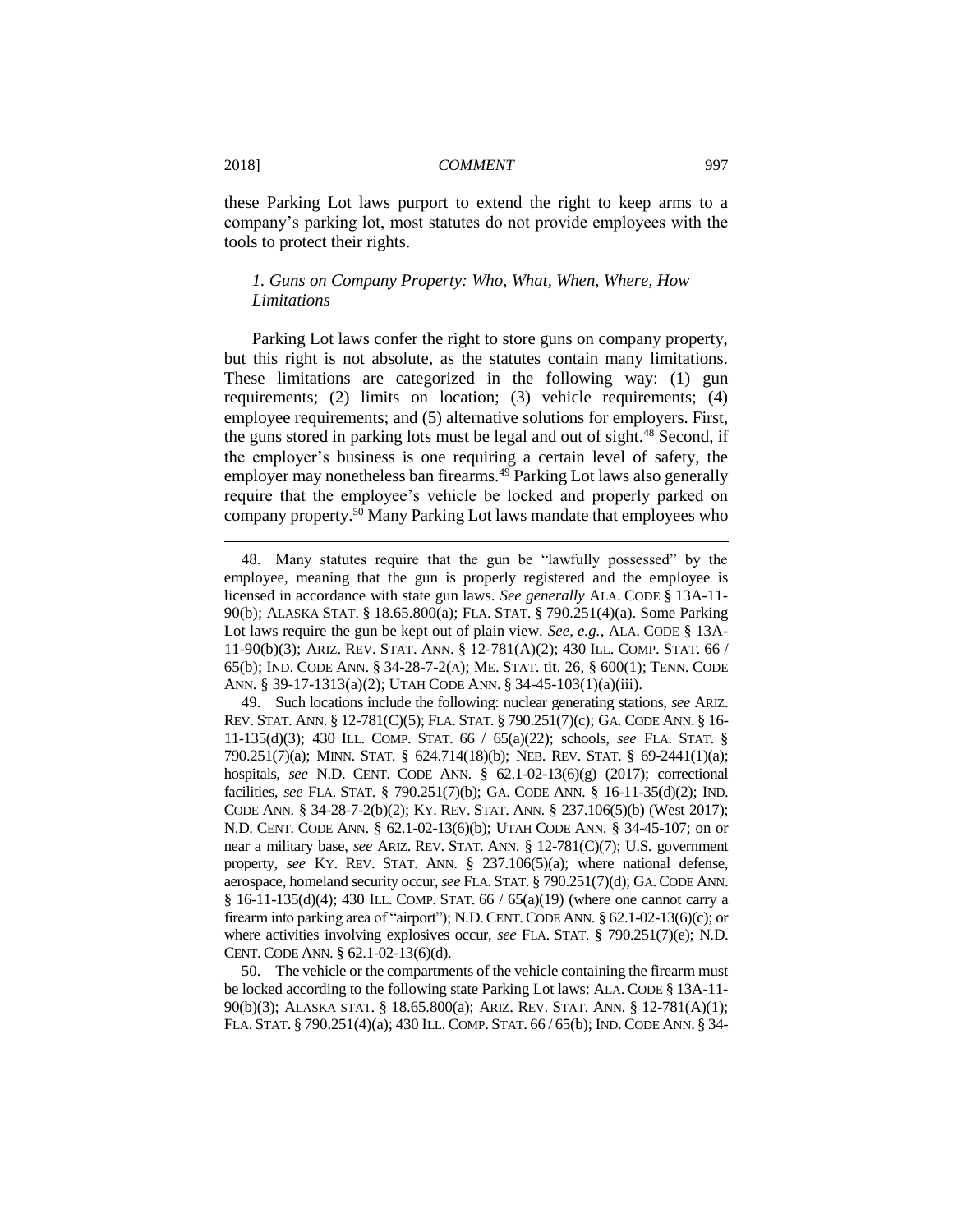these Parking Lot laws purport to extend the right to keep arms to a company's parking lot, most statutes do not provide employees with the tools to protect their rights.

### *1. Guns on Company Property: Who, What, When, Where, How Limitations*

Parking Lot laws confer the right to store guns on company property, but this right is not absolute, as the statutes contain many limitations. These limitations are categorized in the following way: (1) gun requirements; (2) limits on location; (3) vehicle requirements; (4) employee requirements; and (5) alternative solutions for employers. First, the guns stored in parking lots must be legal and out of sight.[48] Second, if the employer's business is one requiring a certain level of safety, the employer may nonetheless ban firearms.[49] Parking Lot laws also generally require that the employee's vehicle be locked and properly parked on company property.[50] Many Parking Lot laws mandate that employees who

---

48. Many statutes require that the gun be "lawfully possessed" by the employee, meaning that the gun is properly registered and the employee is licensed in accordance with state gun laws. *See generally* ALA. CODE § 13A-11-90(b); ALASKA STAT. § 18.65.800(a); FLA. STAT. § 790.251(4)(a). Some Parking Lot laws require the gun be kept out of plain view. *See, e.g.*, ALA. CODE § 13A-11-90(b)(3); ARIZ. REV. STAT. ANN. § 12-781(A)(2); 430 ILL. COMP. STAT. 66 / 65(b); IND. CODE ANN. § 34-28-7-2(A); ME. STAT. tit. 26, § 600(1); TENN. CODE ANN. § 39-17-1313(a)(2); UTAH CODE ANN. § 34-45-103(1)(a)(iii).

49. Such locations include the following: nuclear generating stations, *see* ARIZ. REV. STAT. ANN. § 12-781(C)(5); FLA. STAT. § 790.251(7)(c); GA. CODE ANN. § 16-11-135(d)(3); 430 ILL. COMP. STAT. 66 / 65(a)(22); schools, *see* FLA. STAT. § 790.251(7)(a); MINN. STAT. § 624.714(18)(b); NEB. REV. STAT. § 69-2441(1)(a); hospitals, *see* N.D. CENT. CODE ANN. § 62.1-02-13(6)(g) (2017); correctional facilities, *see* FLA. STAT. § 790.251(7)(b); GA. CODE ANN. § 16-11-35(d)(2); IND. CODE ANN. § 34-28-7-2(b)(2); KY. REV. STAT. ANN. § 237.106(5)(b) (West 2017); N.D. CENT. CODE ANN. § 62.1-02-13(6)(b); UTAH CODE ANN. § 34-45-107; on or near a military base, *see* ARIZ. REV. STAT. ANN. § 12-781(C)(7); U.S. government property, *see* KY. REV. STAT. ANN. § 237.106(5)(a); where national defense, aerospace, homeland security occur, *see* FLA. STAT. § 790.251(7)(d); GA. CODE ANN. § 16-11-135(d)(4); 430 ILL. COMP. STAT. 66 / 65(a)(19) (where one cannot carry a firearm into parking area of "airport"); N.D. CENT. CODE ANN. § 62.1-02-13(6)(c); or where activities involving explosives occur, *see* FLA. STAT. § 790.251(7)(e); N.D. CENT. CODE ANN. § 62.1-02-13(6)(d).

50. The vehicle or the compartments of the vehicle containing the firearm must be locked according to the following state Parking Lot laws: ALA. CODE § 13A-11-90(b)(3); ALASKA STAT. § 18.65.800(a); ARIZ. REV. STAT. ANN. § 12-781(A)(1); FLA. STAT. § 790.251(4)(a); 430 ILL. COMP. STAT. 66 / 65(b); IND. CODE ANN. § 34-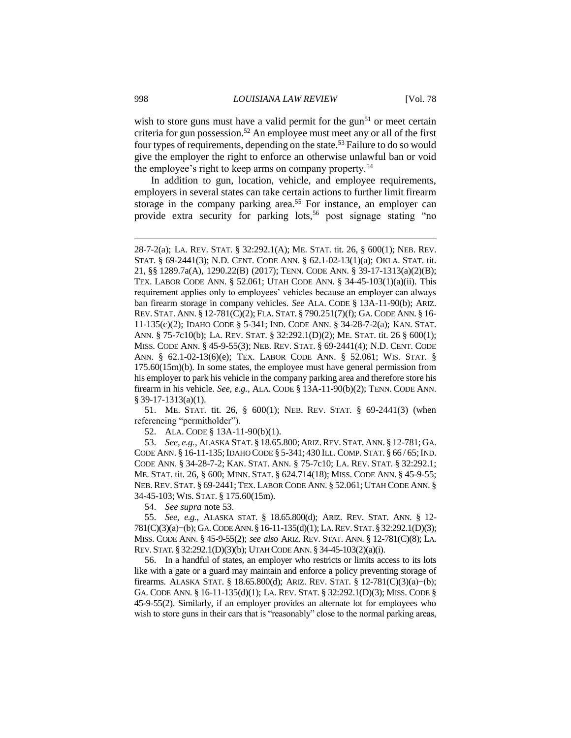wish to store guns must have a valid permit for the gun[51] or meet certain criteria for gun possession.[52] An employee must meet any or all of the first four types of requirements, depending on the state.[53] Failure to do so would give the employer the right to enforce an otherwise unlawful ban or void the employee's right to keep arms on company property.[54]

In addition to gun, location, vehicle, and employee requirements, employers in several states can take certain actions to further limit firearm storage in the company parking area.[55] For instance, an employer can provide extra security for parking lots,[56] post signage stating "no

---

28-7-2(a); LA. REV. STAT. § 32:292.1(A); ME. STAT. tit. 26, § 600(1); NEB. REV. STAT. § 69-2441(3); N.D. CENT. CODE ANN. § 62.1-02-13(1)(a); OKLA. STAT. tit. 21, §§ 1289.7a(A), 1290.22(B) (2017); TENN. CODE ANN. § 39-17-1313(a)(2)(B); TEX. LABOR CODE ANN. § 52.061; UTAH CODE ANN. § 34-45-103(1)(a)(ii). This requirement applies only to employees' vehicles because an employer can always ban firearm storage in company vehicles. *See* ALA. CODE § 13A-11-90(b); ARIZ. REV. STAT. ANN. § 12-781(C)(2); FLA. STAT. § 790.251(7)(f); GA. CODE ANN. § 16-11-135(c)(2); IDAHO CODE § 5-341; IND. CODE ANN. § 34-28-7-2(a); KAN. STAT. ANN. § 75-7c10(b); LA. REV. STAT. § 32:292.1(D)(2); ME. STAT. tit. 26 § 600(1); MISS. CODE ANN. § 45-9-55(3); NEB. REV. STAT. § 69-2441(4); N.D. CENT. CODE ANN. § 62.1-02-13(6)(e); TEX. LABOR CODE ANN. § 52.061; WIS. STAT. § 175.60(15m)(b). In some states, the employee must have general permission from his employer to park his vehicle in the company parking area and therefore store his firearm in his vehicle. *See, e.g.*, ALA. CODE § 13A-11-90(b)(2); TENN. CODE ANN. § 39-17-1313(a)(1).

51. ME. STAT. tit. 26, § 600(1); NEB. REV. STAT. § 69-2441(3) (when referencing "permitholder").

52. ALA. CODE § 13A-11-90(b)(1).

53. *See, e.g.*, ALASKA STAT. § 18.65.800; ARIZ. REV. STAT. ANN. § 12-781; GA. CODE ANN. § 16-11-135; IDAHO CODE § 5-341; 430 ILL. COMP. STAT. § 66 / 65; IND. CODE ANN. § 34-28-7-2; KAN. STAT. ANN. § 75-7c10; LA. REV. STAT. § 32:292.1; ME. STAT. tit. 26, § 600; MINN. STAT. § 624.714(18); MISS. CODE ANN. § 45-9-55; NEB. REV. STAT. § 69-2441; TEX. LABOR CODE ANN. § 52.061; UTAH CODE ANN. § 34-45-103; WIS. STAT. § 175.60(15m).

54. *See supra* note 53.

55. *See, e.g.*, ALASKA stat. § 18.65.800(d); ARIZ. REV. STAT. ANN. § 12-781(C)(3)(a)–(b); GA. CODE ANN. § 16-11-135(d)(1); LA. REV. STAT. § 32:292.1(D)(3); MISS. CODE ANN. § 45-9-55(2); *see also* ARIZ. REV. STAT. ANN. § 12-781(C)(8); LA. REV. STAT. § 32:292.1(D)(3)(b); UTAH CODE ANN. § 34-45-103(2)(a)(i).

56. In a handful of states, an employer who restricts or limits access to its lots like with a gate or a guard may maintain and enforce a policy preventing storage of firearms. ALASKA STAT. § 18.65.800(d); ARIZ. REV. STAT. § 12-781(C)(3)(a)–(b); GA. CODE ANN. § 16-11-135(d)(1); LA. REV. STAT. § 32:292.1(D)(3); MISS. CODE § 45-9-55(2). Similarly, if an employer provides an alternate lot for employees who wish to store guns in their cars that is "reasonably" close to the normal parking areas,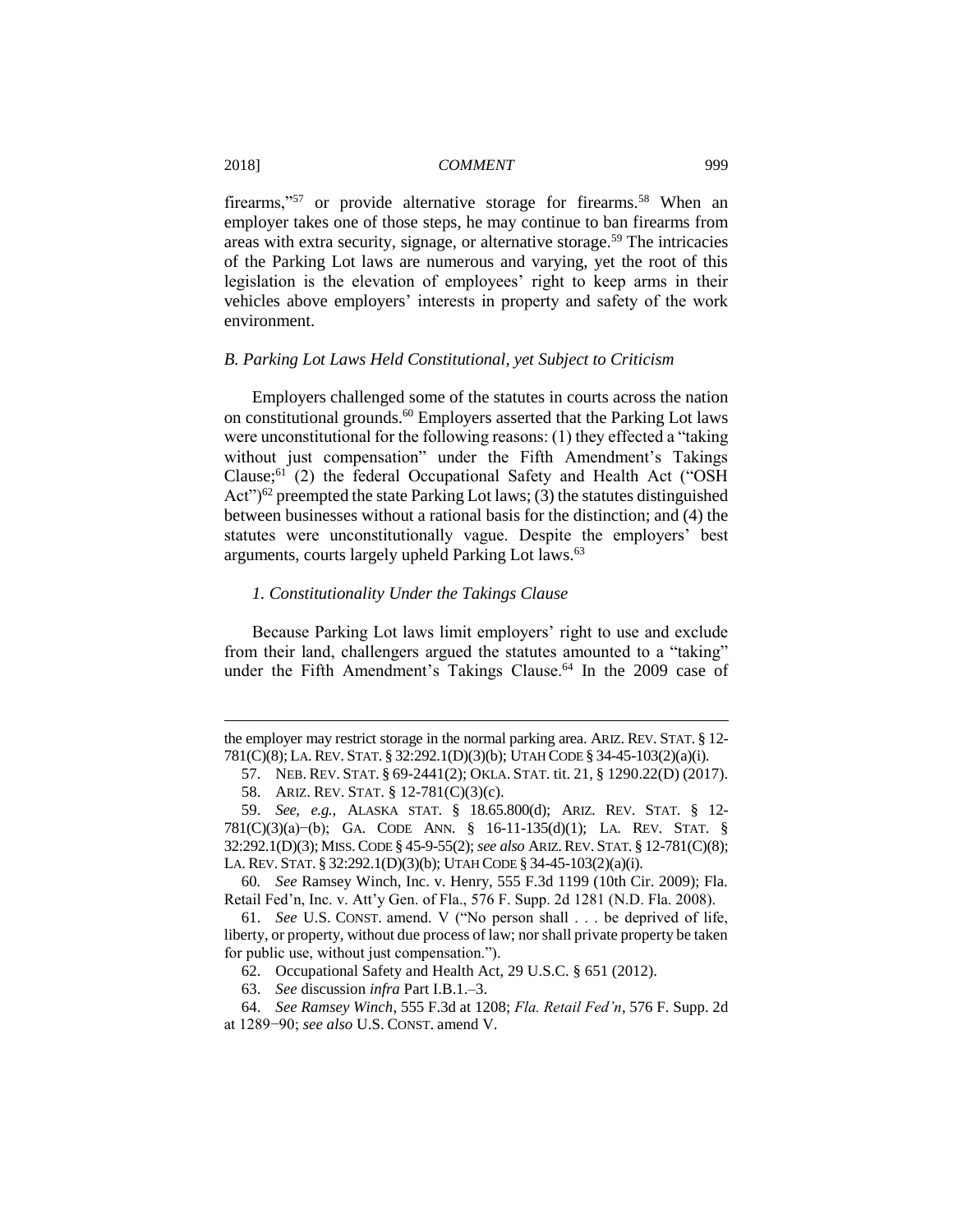firearms,"[57] or provide alternative storage for firearms.[58] When an employer takes one of those steps, he may continue to ban firearms from areas with extra security, signage, or alternative storage.[59] The intricacies of the Parking Lot laws are numerous and varying, yet the root of this legislation is the elevation of employees' right to keep arms in their vehicles above employers' interests in property and safety of the work environment.

### *B. Parking Lot Laws Held Constitutional, yet Subject to Criticism*

Employers challenged some of the statutes in courts across the nation on constitutional grounds.[60] Employers asserted that the Parking Lot laws were unconstitutional for the following reasons: (1) they effected a "taking without just compensation" under the Fifth Amendment's Takings Clause;[61] (2) the federal Occupational Safety and Health Act ("OSH Act")[62] preempted the state Parking Lot laws; (3) the statutes distinguished between businesses without a rational basis for the distinction; and (4) the statutes were unconstitutionally vague. Despite the employers' best arguments, courts largely upheld Parking Lot laws.[63]

#### *1. Constitutionality Under the Takings Clause*

Because Parking Lot laws limit employers' right to use and exclude from their land, challengers argued the statutes amounted to a "taking" under the Fifth Amendment's Takings Clause.[64] In the 2009 case of

---

the employer may restrict storage in the normal parking area. ARIZ. REV. STAT. § 12-781(C)(8); LA. REV. STAT. § 32:292.1(D)(3)(b); UTAH CODE § 34-45-103(2)(a)(i).

57. NEB. REV. STAT. § 69-2441(2); OKLA. STAT. tit. 21, § 1290.22(D) (2017).

58. ARIZ. REV. STAT. § 12-781(C)(3)(c).

59. *See, e.g.*, ALASKA STAT. § 18.65.800(d); ARIZ. REV. STAT. § 12-781(C)(3)(a)–(b); GA. CODE ANN. § 16-11-135(d)(1); LA. REV. STAT. § 32:292.1(D)(3); MISS. CODE § 45-9-55(2); *see also* ARIZ. REV. STAT. § 12-781(C)(8); LA. REV. STAT. § 32:292.1(D)(3)(b); UTAH CODE § 34-45-103(2)(a)(i).

60. *See* Ramsey Winch, Inc. v. Henry, 555 F.3d 1199 (10th Cir. 2009); Fla. Retail Fed'n, Inc. v. Att'y Gen. of Fla., 576 F. Supp. 2d 1281 (N.D. Fla. 2008).

61. *See* U.S. CONST. amend. V ("No person shall . . . be deprived of life, liberty, or property, without due process of law; nor shall private property be taken for public use, without just compensation.").

62. Occupational Safety and Health Act, 29 U.S.C. § 651 (2012).

63. *See* discussion *infra* Part I.B.1.–3.

64. *See Ramsey Winch*, 555 F.3d at 1208; *Fla. Retail Fed'n*, 576 F. Supp. 2d at 1289–90; *see also* U.S. CONST. amend V.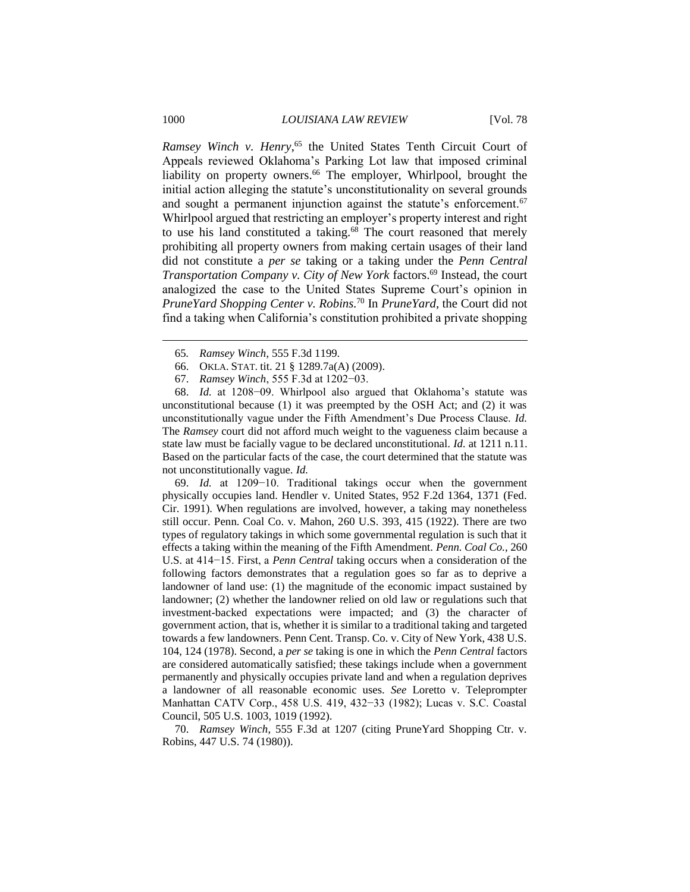*Ramsey Winch v. Henry*,[65] the United States Tenth Circuit Court of Appeals reviewed Oklahoma's Parking Lot law that imposed criminal liability on property owners.[66] The employer, Whirlpool, brought the initial action alleging the statute's unconstitutionality on several grounds and sought a permanent injunction against the statute's enforcement.[67] Whirlpool argued that restricting an employer's property interest and right to use his land constituted a taking.[68] The court reasoned that merely prohibiting all property owners from making certain usages of their land did not constitute a *per se* taking or a taking under the *Penn Central Transportation Company v. City of New York* factors.[69] Instead, the court analogized the case to the United States Supreme Court's opinion in *PruneYard Shopping Center v. Robins*.[70] In *PruneYard*, the Court did not find a taking when California's constitution prohibited a private shopping

---

65. *Ramsey Winch*, 555 F.3d 1199.

66. OKLA. STAT. tit. 21 § 1289.7a(A) (2009).

67. *Ramsey Winch*, 555 F.3d at 1202−03.

68. *Id.* at 1208−09. Whirlpool also argued that Oklahoma's statute was unconstitutional because (1) it was preempted by the OSH Act; and (2) it was unconstitutionally vague under the Fifth Amendment's Due Process Clause. *Id.* The *Ramsey* court did not afford much weight to the vagueness claim because a state law must be facially vague to be declared unconstitutional. *Id.* at 1211 n.11. Based on the particular facts of the case, the court determined that the statute was not unconstitutionally vague. *Id.*

69. *Id.* at 1209−10. Traditional takings occur when the government physically occupies land. Hendler v. United States, 952 F.2d 1364, 1371 (Fed. Cir. 1991). When regulations are involved, however, a taking may nonetheless still occur. Penn. Coal Co. v. Mahon, 260 U.S. 393, 415 (1922). There are two types of regulatory takings in which some governmental regulation is such that it effects a taking within the meaning of the Fifth Amendment. *Penn. Coal Co.*, 260 U.S. at 414−15. First, a *Penn Central* taking occurs when a consideration of the following factors demonstrates that a regulation goes so far as to deprive a landowner of land use: (1) the magnitude of the economic impact sustained by landowner; (2) whether the landowner relied on old law or regulations such that investment-backed expectations were impacted; and (3) the character of government action, that is, whether it is similar to a traditional taking and targeted towards a few landowners. Penn Cent. Transp. Co. v. City of New York, 438 U.S. 104, 124 (1978). Second, a *per se* taking is one in which the *Penn Central* factors are considered automatically satisfied; these takings include when a government permanently and physically occupies private land and when a regulation deprives a landowner of all reasonable economic uses. *See* Loretto v. Teleprompter Manhattan CATV Corp., 458 U.S. 419, 432−33 (1982); Lucas v. S.C. Coastal Council, 505 U.S. 1003, 1019 (1992).

70. *Ramsey Winch*, 555 F.3d at 1207 (citing PruneYard Shopping Ctr. v. Robins, 447 U.S. 74 (1980)).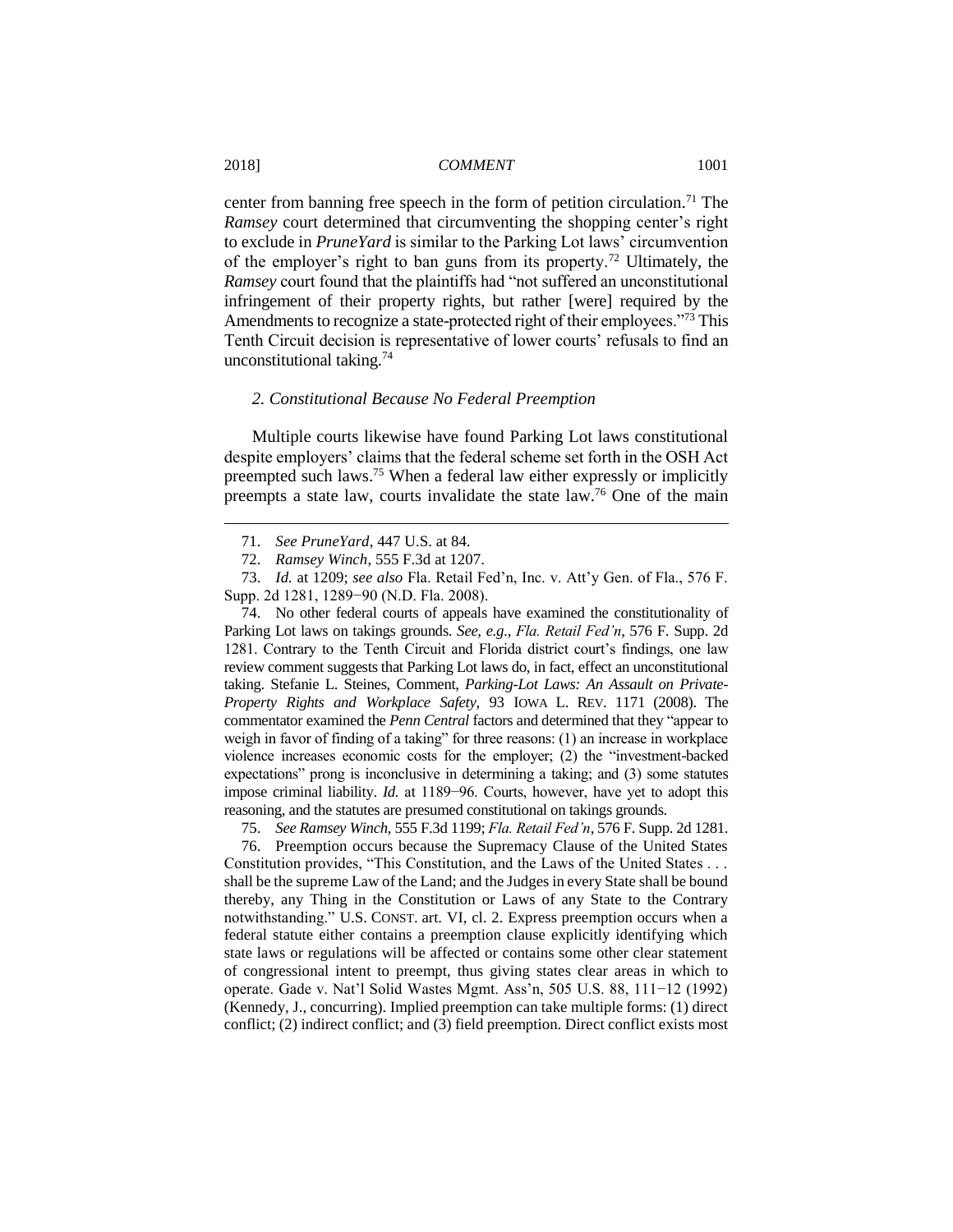center from banning free speech in the form of petition circulation.[71] The *Ramsey* court determined that circumventing the shopping center's right to exclude in *PruneYard* is similar to the Parking Lot laws' circumvention of the employer's right to ban guns from its property.[72] Ultimately, the *Ramsey* court found that the plaintiffs had "not suffered an unconstitutional infringement of their property rights, but rather [were] required by the Amendments to recognize a state-protected right of their employees."[73] This Tenth Circuit decision is representative of lower courts' refusals to find an unconstitutional taking.[74]

### *2. Constitutional Because No Federal Preemption*

Multiple courts likewise have found Parking Lot laws constitutional despite employers' claims that the federal scheme set forth in the OSH Act preempted such laws.[75] When a federal law either expressly or implicitly preempts a state law, courts invalidate the state law.[76] One of the main

---

71. *See PruneYard*, 447 U.S. at 84.

72. *Ramsey Winch*, 555 F.3d at 1207.

73. *Id.* at 1209; *see also* Fla. Retail Fed'n, Inc. v. Att'y Gen. of Fla., 576 F. Supp. 2d 1281, 1289−90 (N.D. Fla. 2008).

74. No other federal courts of appeals have examined the constitutionality of Parking Lot laws on takings grounds. *See, e.g.*, *Fla. Retail Fed'n*, 576 F. Supp. 2d 1281. Contrary to the Tenth Circuit and Florida district court's findings, one law review comment suggests that Parking Lot laws do, in fact, effect an unconstitutional taking. Stefanie L. Steines, Comment, *Parking-Lot Laws: An Assault on Private-Property Rights and Workplace Safety*, 93 IOWA L. REV. 1171 (2008). The commentator examined the *Penn Central* factors and determined that they "appear to weigh in favor of finding of a taking" for three reasons: (1) an increase in workplace violence increases economic costs for the employer; (2) the "investment-backed expectations" prong is inconclusive in determining a taking; and (3) some statutes impose criminal liability. *Id.* at 1189−96. Courts, however, have yet to adopt this reasoning, and the statutes are presumed constitutional on takings grounds.

75. *See Ramsey Winch*, 555 F.3d 1199; *Fla. Retail Fed'n*, 576 F. Supp. 2d 1281.

76. Preemption occurs because the Supremacy Clause of the United States Constitution provides, "This Constitution, and the Laws of the United States . . . shall be the supreme Law of the Land; and the Judges in every State shall be bound thereby, any Thing in the Constitution or Laws of any State to the Contrary notwithstanding." U.S. CONST. art. VI, cl. 2. Express preemption occurs when a federal statute either contains a preemption clause explicitly identifying which state laws or regulations will be affected or contains some other clear statement of congressional intent to preempt, thus giving states clear areas in which to operate. Gade v. Nat'l Solid Wastes Mgmt. Ass'n, 505 U.S. 88, 111−12 (1992) (Kennedy, J., concurring). Implied preemption can take multiple forms: (1) direct conflict; (2) indirect conflict; and (3) field preemption. Direct conflict exists most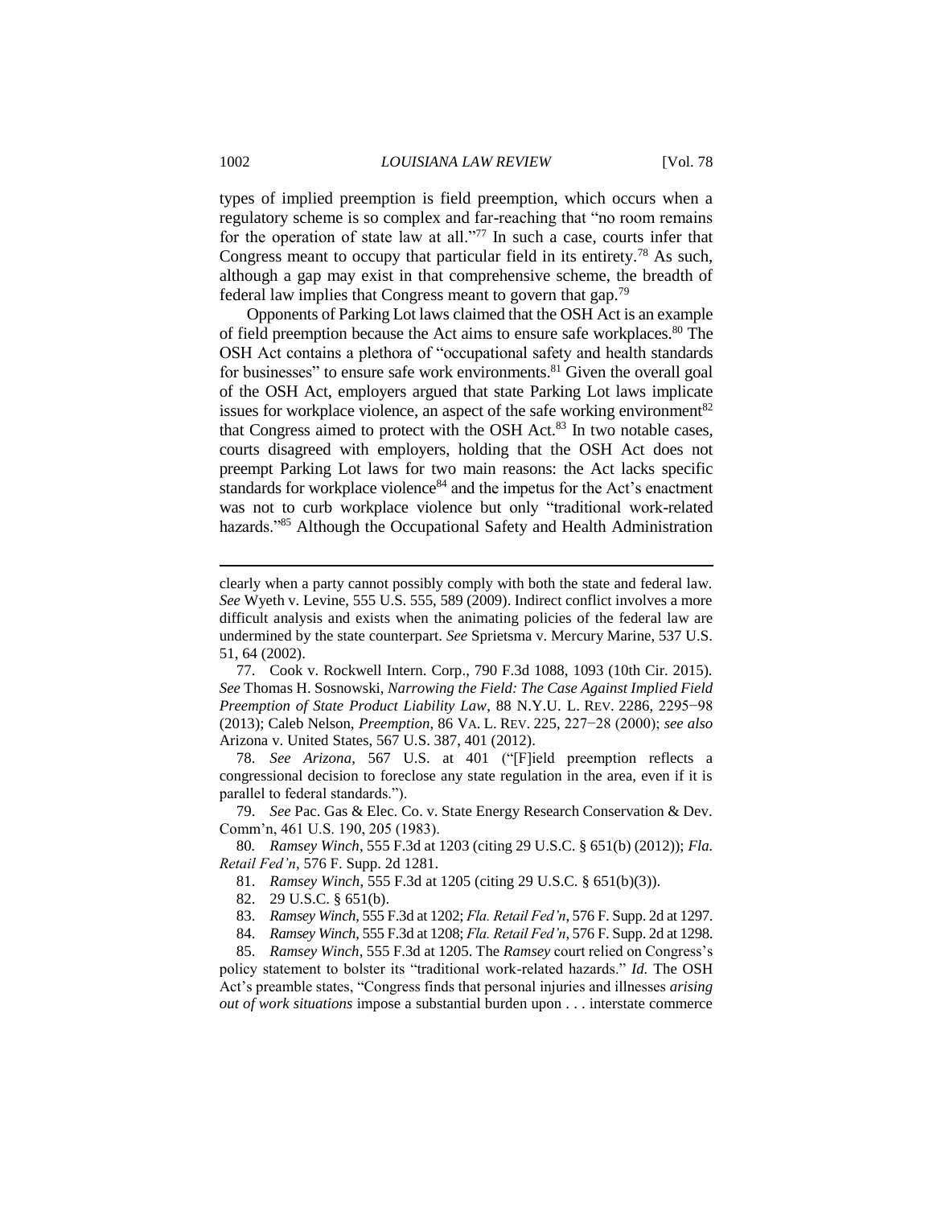types of implied preemption is field preemption, which occurs when a regulatory scheme is so complex and far-reaching that "no room remains for the operation of state law at all."[77] In such a case, courts infer that Congress meant to occupy that particular field in its entirety.[78] As such, although a gap may exist in that comprehensive scheme, the breadth of federal law implies that Congress meant to govern that gap.[79]

Opponents of Parking Lot laws claimed that the OSH Act is an example of field preemption because the Act aims to ensure safe workplaces.[80] The OSH Act contains a plethora of "occupational safety and health standards for businesses" to ensure safe work environments.[81] Given the overall goal of the OSH Act, employers argued that state Parking Lot laws implicate issues for workplace violence, an aspect of the safe working environment[82] that Congress aimed to protect with the OSH Act.[83] In two notable cases, courts disagreed with employers, holding that the OSH Act does not preempt Parking Lot laws for two main reasons: the Act lacks specific standards for workplace violence[84] and the impetus for the Act's enactment was not to curb workplace violence but only "traditional work-related hazards."[85] Although the Occupational Safety and Health Administration

---

clearly when a party cannot possibly comply with both the state and federal law. *See* Wyeth v. Levine, 555 U.S. 555, 589 (2009). Indirect conflict involves a more difficult analysis and exists when the animating policies of the federal law are undermined by the state counterpart. *See* Sprietsma v. Mercury Marine, 537 U.S. 51, 64 (2002).

77. Cook v. Rockwell Intern. Corp., 790 F.3d 1088, 1093 (10th Cir. 2015). *See* Thomas H. Sosnowski, *Narrowing the Field: The Case Against Implied Field Preemption of State Product Liability Law*, 88 N.Y.U. L. REV. 2286, 2295−98 (2013); Caleb Nelson, *Preemption*, 86 VA. L. REV. 225, 227−28 (2000); *see also* Arizona v. United States, 567 U.S. 387, 401 (2012).

78. *See Arizona*, 567 U.S. at 401 ("[F]ield preemption reflects a congressional decision to foreclose any state regulation in the area, even if it is parallel to federal standards.").

79. *See* Pac. Gas & Elec. Co. v. State Energy Research Conservation & Dev. Comm'n, 461 U.S. 190, 205 (1983).

80. *Ramsey Winch*, 555 F.3d at 1203 (citing 29 U.S.C. § 651(b) (2012)); *Fla. Retail Fed'n*, 576 F. Supp. 2d 1281.

81. *Ramsey Winch*, 555 F.3d at 1205 (citing 29 U.S.C. § 651(b)(3)).

82. 29 U.S.C. § 651(b).

83. *Ramsey Winch*, 555 F.3d at 1202; *Fla. Retail Fed'n*, 576 F. Supp. 2d at 1297.

84. *Ramsey Winch*, 555 F.3d at 1208; *Fla. Retail Fed'n*, 576 F. Supp. 2d at 1298.

85. *Ramsey Winch*, 555 F.3d at 1205. The *Ramsey* court relied on Congress's policy statement to bolster its "traditional work-related hazards." *Id.* The OSH Act's preamble states, "Congress finds that personal injuries and illnesses *arising out of work situations* impose a substantial burden upon . . . interstate commerce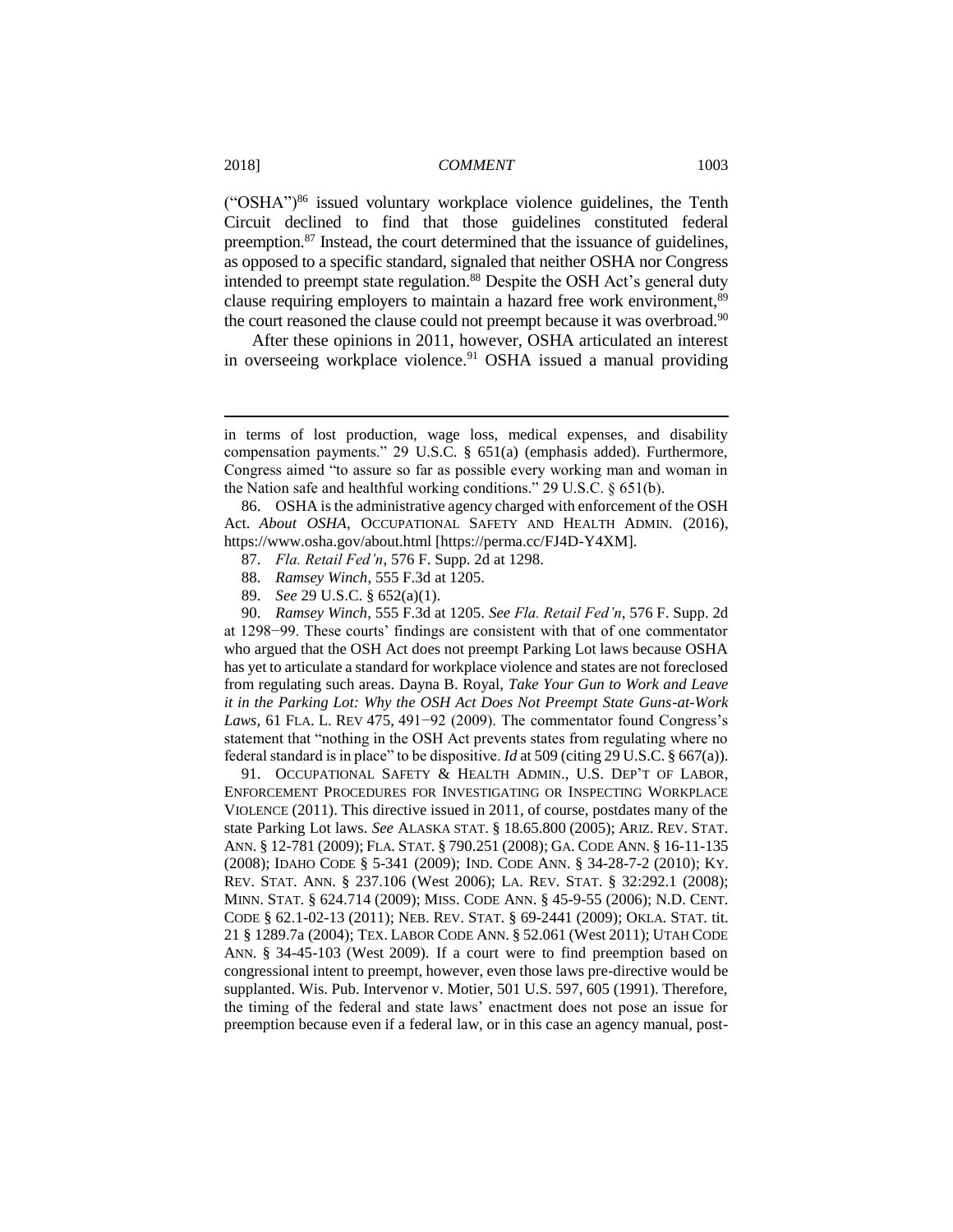("OSHA")[86] issued voluntary workplace violence guidelines, the Tenth Circuit declined to find that those guidelines constituted federal preemption.[87] Instead, the court determined that the issuance of guidelines, as opposed to a specific standard, signaled that neither OSHA nor Congress intended to preempt state regulation.[88] Despite the OSH Act's general duty clause requiring employers to maintain a hazard free work environment,[89] the court reasoned the clause could not preempt because it was overbroad.[90]

After these opinions in 2011, however, OSHA articulated an interest in overseeing workplace violence.[91] OSHA issued a manual providing

---

in terms of lost production, wage loss, medical expenses, and disability compensation payments." 29 U.S.C. § 651(a) (emphasis added). Furthermore, Congress aimed "to assure so far as possible every working man and woman in the Nation safe and healthful working conditions." 29 U.S.C. § 651(b).

86. OSHA is the administrative agency charged with enforcement of the OSH Act. *About OSHA*, OCCUPATIONAL SAFETY AND HEALTH ADMIN. (2016), https://www.osha.gov/about.html [https://perma.cc/FJ4D-Y4XM].

87. *Fla. Retail Fed'n*, 576 F. Supp. 2d at 1298.

88. *Ramsey Winch*, 555 F.3d at 1205.

89. *See* 29 U.S.C. § 652(a)(1).

90. *Ramsey Winch*, 555 F.3d at 1205. *See Fla. Retail Fed'n*, 576 F. Supp. 2d at 1298−99. These courts' findings are consistent with that of one commentator who argued that the OSH Act does not preempt Parking Lot laws because OSHA has yet to articulate a standard for workplace violence and states are not foreclosed from regulating such areas. Dayna B. Royal, *Take Your Gun to Work and Leave it in the Parking Lot: Why the OSH Act Does Not Preempt State Guns-at-Work Laws*, 61 FLA. L. REV 475, 491−92 (2009). The commentator found Congress's statement that "nothing in the OSH Act prevents states from regulating where no federal standard is in place" to be dispositive. *Id* at 509 (citing 29 U.S.C. § 667(a)).

91. OCCUPATIONAL SAFETY & HEALTH ADMIN., U.S. DEP'T OF LABOR, ENFORCEMENT PROCEDURES FOR INVESTIGATING OR INSPECTING WORKPLACE VIOLENCE (2011). This directive issued in 2011, of course, postdates many of the state Parking Lot laws. *See* ALASKA STAT. § 18.65.800 (2005); ARIZ. REV. STAT. ANN. § 12-781 (2009); FLA. STAT. § 790.251 (2008); GA. CODE ANN. § 16-11-135 (2008); IDAHO CODE § 5-341 (2009); IND. CODE ANN. § 34-28-7-2 (2010); KY. REV. STAT. ANN. § 237.106 (West 2006); LA. REV. STAT. § 32:292.1 (2008); MINN. STAT. § 624.714 (2009); MISS. CODE ANN. § 45-9-55 (2006); N.D. CENT. CODE § 62.1-02-13 (2011); NEB. REV. STAT. § 69-2441 (2009); OKLA. STAT. tit. 21 § 1289.7a (2004); TEX. LABOR CODE ANN. § 52.061 (West 2011); UTAH CODE ANN. § 34-45-103 (West 2009). If a court were to find preemption based on congressional intent to preempt, however, even those laws pre-directive would be supplanted. Wis. Pub. Intervenor v. Motier, 501 U.S. 597, 605 (1991). Therefore, the timing of the federal and state laws' enactment does not pose an issue for preemption because even if a federal law, or in this case an agency manual, post-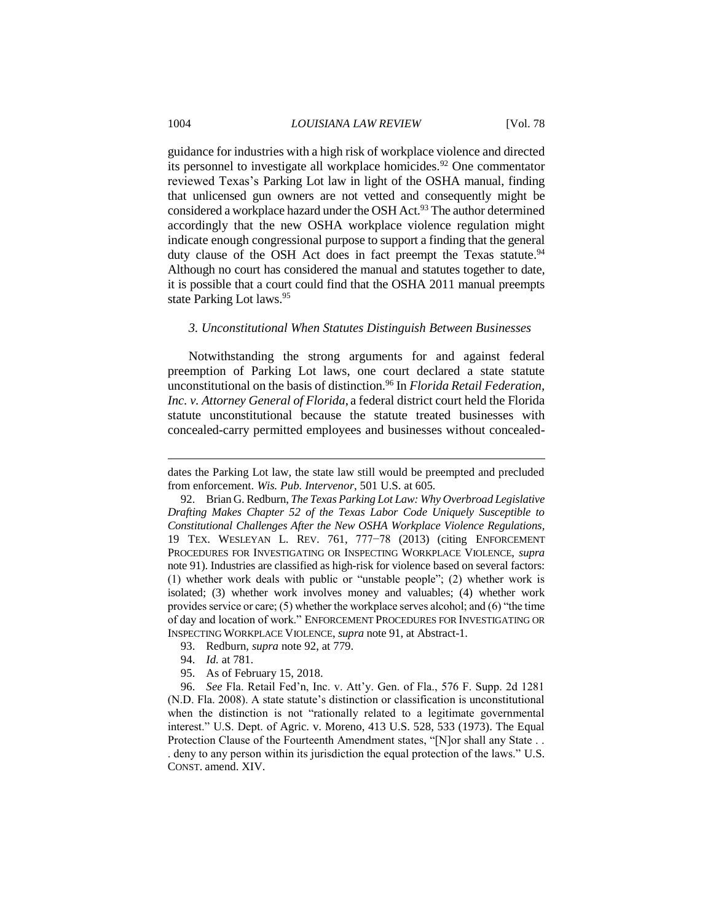guidance for industries with a high risk of workplace violence and directed its personnel to investigate all workplace homicides.[92] One commentator reviewed Texas's Parking Lot law in light of the OSHA manual, finding that unlicensed gun owners are not vetted and consequently might be considered a workplace hazard under the OSH Act.[93] The author determined accordingly that the new OSHA workplace violence regulation might indicate enough congressional purpose to support a finding that the general duty clause of the OSH Act does in fact preempt the Texas statute.[94] Although no court has considered the manual and statutes together to date, it is possible that a court could find that the OSHA 2011 manual preempts state Parking Lot laws.[95]

### *3. Unconstitutional When Statutes Distinguish Between Businesses*

Notwithstanding the strong arguments for and against federal preemption of Parking Lot laws, one court declared a state statute unconstitutional on the basis of distinction.[96] In *Florida Retail Federation, Inc. v. Attorney General of Florida*, a federal district court held the Florida statute unconstitutional because the statute treated businesses with concealed-carry permitted employees and businesses without concealed-

---

dates the Parking Lot law, the state law still would be preempted and precluded from enforcement. *Wis. Pub. Intervenor*, 501 U.S. at 605.

92. Brian G. Redburn, *The Texas Parking Lot Law: Why Overbroad Legislative Drafting Makes Chapter 52 of the Texas Labor Code Uniquely Susceptible to Constitutional Challenges After the New OSHA Workplace Violence Regulations*, 19 TEX. WESLEYAN L. REV. 761, 777−78 (2013) (citing ENFORCEMENT PROCEDURES FOR INVESTIGATING OR INSPECTING WORKPLACE VIOLENCE, *supra* note 91). Industries are classified as high-risk for violence based on several factors: (1) whether work deals with public or "unstable people"; (2) whether work is isolated; (3) whether work involves money and valuables; (4) whether work provides service or care; (5) whether the workplace serves alcohol; and (6) "the time of day and location of work." ENFORCEMENT PROCEDURES FOR INVESTIGATING OR INSPECTING WORKPLACE VIOLENCE, *supra* note 91, at Abstract-1.

93. Redburn, *supra* note 92, at 779.

94. *Id.* at 781.

95. As of February 15, 2018.

96. *See* Fla. Retail Fed'n, Inc. v. Att'y. Gen. of Fla., 576 F. Supp. 2d 1281 (N.D. Fla. 2008). A state statute's distinction or classification is unconstitutional when the distinction is not "rationally related to a legitimate governmental interest." U.S. Dept. of Agric. v. Moreno, 413 U.S. 528, 533 (1973). The Equal Protection Clause of the Fourteenth Amendment states, "[N]or shall any State . . . deny to any person within its jurisdiction the equal protection of the laws." U.S. CONST. amend. XIV.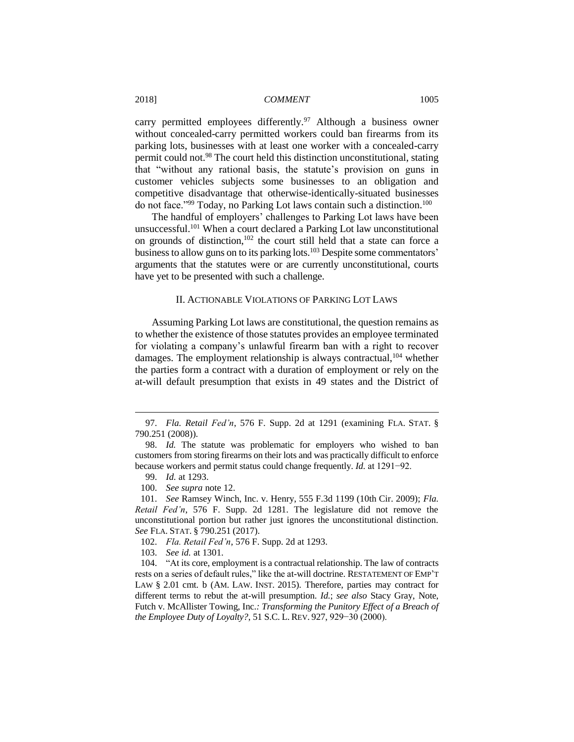carry permitted employees differently.[97] Although a business owner without concealed-carry permitted workers could ban firearms from its parking lots, businesses with at least one worker with a concealed-carry permit could not.[98] The court held this distinction unconstitutional, stating that "without any rational basis, the statute's provision on guns in customer vehicles subjects some businesses to an obligation and competitive disadvantage that otherwise-identically-situated businesses do not face."[99] Today, no Parking Lot laws contain such a distinction.[100]

The handful of employers' challenges to Parking Lot laws have been unsuccessful.[101] When a court declared a Parking Lot law unconstitutional on grounds of distinction,[102] the court still held that a state can force a business to allow guns on to its parking lots.[103] Despite some commentators' arguments that the statutes were or are currently unconstitutional, courts have yet to be presented with such a challenge.

## II. ACTIONABLE VIOLATIONS OF PARKING LOT LAWS

Assuming Parking Lot laws are constitutional, the question remains as to whether the existence of those statutes provides an employee terminated for violating a company's unlawful firearm ban with a right to recover damages. The employment relationship is always contractual,[104] whether the parties form a contract with a duration of employment or rely on the at-will default presumption that exists in 49 states and the District of

---

97. *Fla. Retail Fed'n*, 576 F. Supp. 2d at 1291 (examining FLA. STAT. § 790.251 (2008)).

98. *Id.* The statute was problematic for employers who wished to ban customers from storing firearms on their lots and was practically difficult to enforce because workers and permit status could change frequently. *Id.* at 1291−92.

99. *Id.* at 1293.

100. *See supra* note 12.

101. *See* Ramsey Winch, Inc. v. Henry, 555 F.3d 1199 (10th Cir. 2009); *Fla. Retail Fed'n*, 576 F. Supp. 2d 1281. The legislature did not remove the unconstitutional portion but rather just ignores the unconstitutional distinction. *See* FLA. STAT. § 790.251 (2017).

102. *Fla. Retail Fed'n*, 576 F. Supp. 2d at 1293.

103. *See id.* at 1301.

104. "At its core, employment is a contractual relationship. The law of contracts rests on a series of default rules," like the at-will doctrine. RESTATEMENT OF EMP'T LAW § 2.01 cmt. b (AM. LAW. INST. 2015). Therefore, parties may contract for different terms to rebut the at-will presumption. *Id.*; *see also* Stacy Gray, Note, Futch v. McAllister Towing, Inc.*: Transforming the Punitory Effect of a Breach of the Employee Duty of Loyalty?*, 51 S.C. L. REV. 927, 929−30 (2000).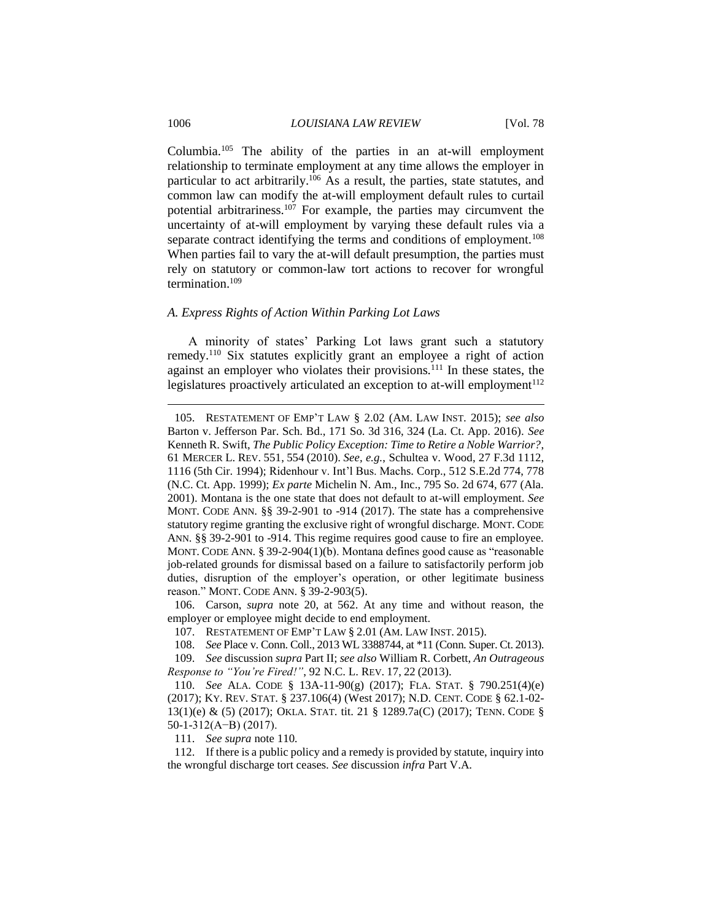Columbia.[105] The ability of the parties in an at-will employment relationship to terminate employment at any time allows the employer in particular to act arbitrarily.[106] As a result, the parties, state statutes, and common law can modify the at-will employment default rules to curtail potential arbitrariness.[107] For example, the parties may circumvent the uncertainty of at-will employment by varying these default rules via a separate contract identifying the terms and conditions of employment.[108] When parties fail to vary the at-will default presumption, the parties must rely on statutory or common-law tort actions to recover for wrongful termination.[109]

### *A. Express Rights of Action Within Parking Lot Laws*

A minority of states' Parking Lot laws grant such a statutory remedy.[110] Six statutes explicitly grant an employee a right of action against an employer who violates their provisions.[111] In these states, the legislatures proactively articulated an exception to at-will employment[112]

---

105. RESTATEMENT OF EMP'T LAW § 2.02 (AM. LAW INST. 2015); *see also* Barton v. Jefferson Par. Sch. Bd., 171 So. 3d 316, 324 (La. Ct. App. 2016). *See* Kenneth R. Swift, *The Public Policy Exception: Time to Retire a Noble Warrior?*, 61 MERCER L. REV. 551, 554 (2010). *See, e.g.*, Schultea v. Wood, 27 F.3d 1112, 1116 (5th Cir. 1994); Ridenhour v. Int'l Bus. Machs. Corp., 512 S.E.2d 774, 778 (N.C. Ct. App. 1999); *Ex parte* Michelin N. Am., Inc., 795 So. 2d 674, 677 (Ala. 2001). Montana is the one state that does not default to at-will employment. *See* MONT. CODE ANN. §§ 39-2-901 to -914 (2017). The state has a comprehensive statutory regime granting the exclusive right of wrongful discharge. MONT. CODE ANN. §§ 39-2-901 to -914. This regime requires good cause to fire an employee. MONT. CODE ANN. § 39-2-904(1)(b). Montana defines good cause as "reasonable job-related grounds for dismissal based on a failure to satisfactorily perform job duties, disruption of the employer's operation, or other legitimate business reason." MONT. CODE ANN. § 39-2-903(5).

106. Carson, *supra* note 20, at 562. At any time and without reason, the employer or employee might decide to end employment.

107. RESTATEMENT OF EMP'T LAW § 2.01 (AM. LAW INST. 2015).

108. *See* Place v. Conn. Coll., 2013 WL 3388744, at *11 (Conn. Super. Ct. 2013).

109. *See* discussion *supra* Part II; *see also* William R. Corbett, *An Outrageous Response to "You're Fired!"*, 92 N.C. L. REV. 17, 22 (2013).

110. *See* ALA. CODE § 13A-11-90(g) (2017); FLA. STAT. § 790.251(4)(e) (2017); KY. REV. STAT. § 237.106(4) (West 2017); N.D. CENT. CODE § 62.1-02-13(1)(e) & (5) (2017); OKLA. STAT. tit. 21 § 1289.7a(C) (2017); TENN. CODE § 50-1-312(A−B) (2017).

111. *See supra* note 110.

112. If there is a public policy and a remedy is provided by statute, inquiry into the wrongful discharge tort ceases. *See* discussion *infra* Part V.A.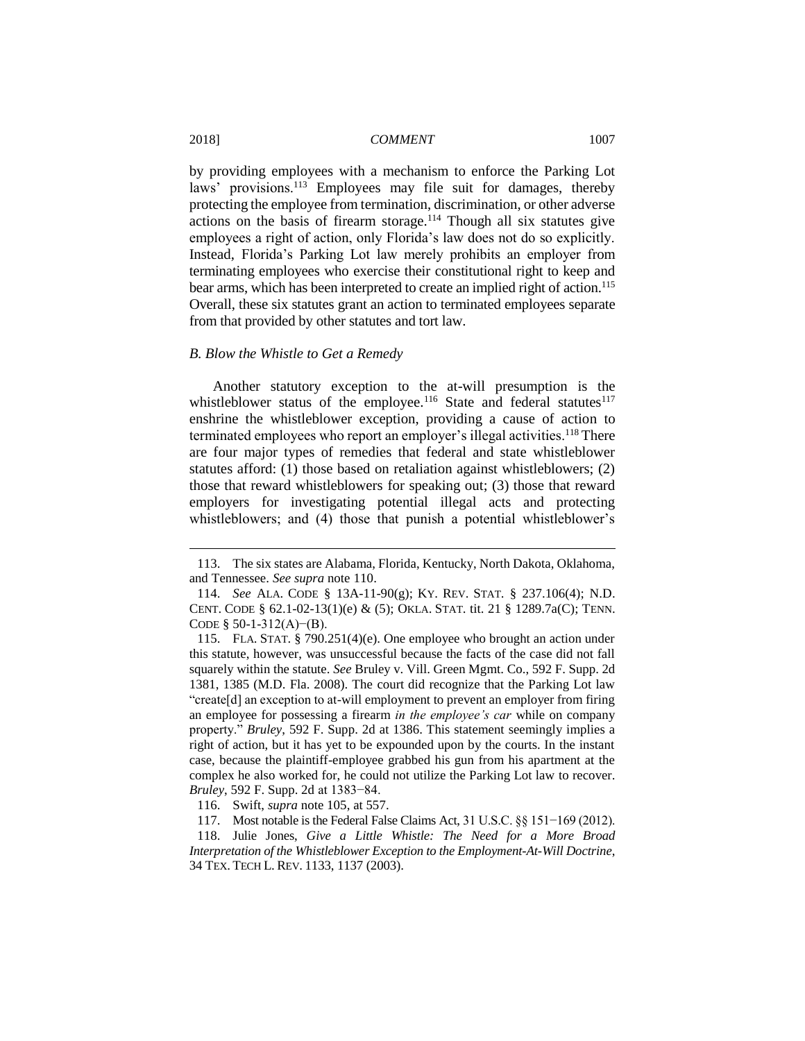by providing employees with a mechanism to enforce the Parking Lot laws' provisions.[113] Employees may file suit for damages, thereby protecting the employee from termination, discrimination, or other adverse actions on the basis of firearm storage.[114] Though all six statutes give employees a right of action, only Florida's law does not do so explicitly. Instead, Florida's Parking Lot law merely prohibits an employer from terminating employees who exercise their constitutional right to keep and bear arms, which has been interpreted to create an implied right of action.[115] Overall, these six statutes grant an action to terminated employees separate from that provided by other statutes and tort law.

### *B. Blow the Whistle to Get a Remedy*

Another statutory exception to the at-will presumption is the whistleblower status of the employee.[116] State and federal statutes[117] enshrine the whistleblower exception, providing a cause of action to terminated employees who report an employer's illegal activities.[118] There are four major types of remedies that federal and state whistleblower statutes afford: (1) those based on retaliation against whistleblowers; (2) those that reward whistleblowers for speaking out; (3) those that reward employers for investigating potential illegal acts and protecting whistleblowers; and (4) those that punish a potential whistleblower's

---

113. The six states are Alabama, Florida, Kentucky, North Dakota, Oklahoma, and Tennessee. *See supra* note 110.

114. *See* ALA. CODE § 13A-11-90(g); KY. REV. STAT. § 237.106(4); N.D. CENT. CODE § 62.1-02-13(1)(e) & (5); OKLA. STAT. tit. 21 § 1289.7a(C); TENN. CODE § 50-1-312(A)−(B).

115. FLA. STAT. § 790.251(4)(e). One employee who brought an action under this statute, however, was unsuccessful because the facts of the case did not fall squarely within the statute. *See* Bruley v. Vill. Green Mgmt. Co., 592 F. Supp. 2d 1381, 1385 (M.D. Fla. 2008). The court did recognize that the Parking Lot law "create[d] an exception to at-will employment to prevent an employer from firing an employee for possessing a firearm *in the employee's car* while on company property." *Bruley*, 592 F. Supp. 2d at 1386. This statement seemingly implies a right of action, but it has yet to be expounded upon by the courts. In the instant case, because the plaintiff-employee grabbed his gun from his apartment at the complex he also worked for, he could not utilize the Parking Lot law to recover. *Bruley*, 592 F. Supp. 2d at 1383−84.

116. Swift, *supra* note 105, at 557.

117. Most notable is the Federal False Claims Act, 31 U.S.C. §§ 151−169 (2012).

118. Julie Jones, *Give a Little Whistle: The Need for a More Broad Interpretation of the Whistleblower Exception to the Employment-At-Will Doctrine*, 34 TEX. TECH L. REV. 1133, 1137 (2003).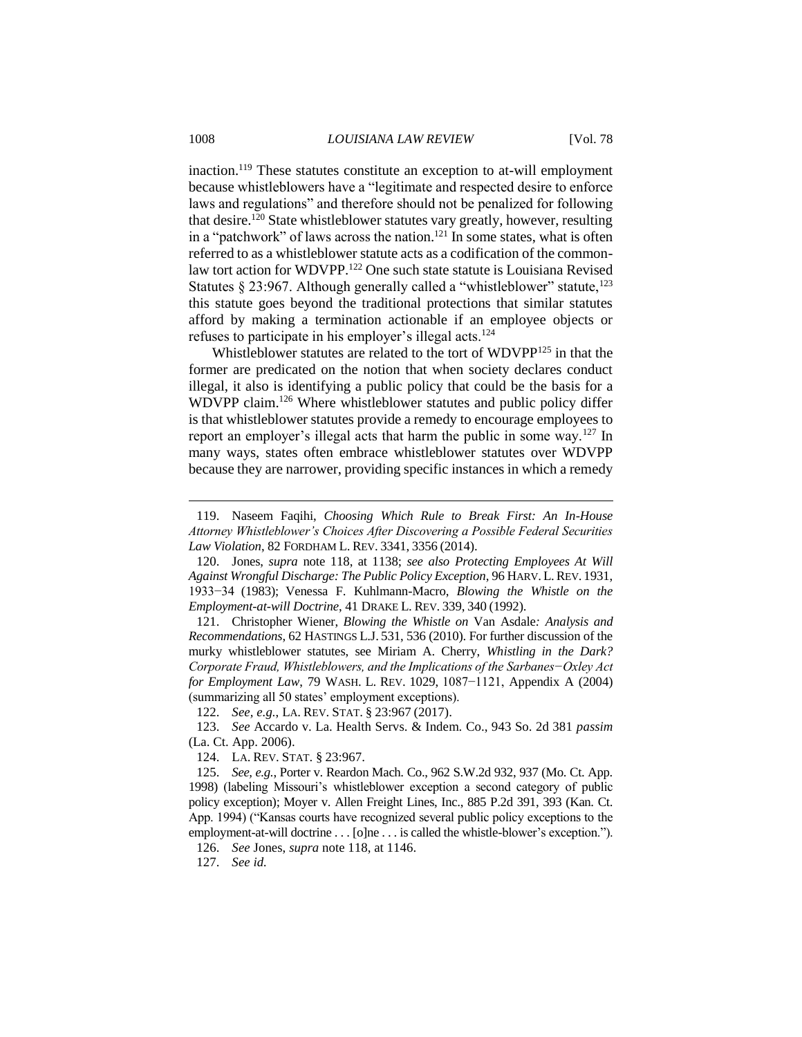inaction.[119] These statutes constitute an exception to at-will employment because whistleblowers have a "legitimate and respected desire to enforce laws and regulations" and therefore should not be penalized for following that desire.[120] State whistleblower statutes vary greatly, however, resulting in a "patchwork" of laws across the nation.[121] In some states, what is often referred to as a whistleblower statute acts as a codification of the common-law tort action for WDVPP.[122] One such state statute is Louisiana Revised Statutes § 23:967. Although generally called a "whistleblower" statute,[123] this statute goes beyond the traditional protections that similar statutes afford by making a termination actionable if an employee objects or refuses to participate in his employer's illegal acts.[124]

Whistleblower statutes are related to the tort of WDVPP[125] in that the former are predicated on the notion that when society declares conduct illegal, it also is identifying a public policy that could be the basis for a WDVPP claim.[126] Where whistleblower statutes and public policy differ is that whistleblower statutes provide a remedy to encourage employees to report an employer's illegal acts that harm the public in some way.[127] In many ways, states often embrace whistleblower statutes over WDVPP because they are narrower, providing specific instances in which a remedy

---

119. Naseem Faqihi, *Choosing Which Rule to Break First: An In-House Attorney Whistleblower's Choices After Discovering a Possible Federal Securities Law Violation*, 82 FORDHAM L. REV. 3341, 3356 (2014).

120. Jones, *supra* note 118, at 1138; *see also Protecting Employees At Will Against Wrongful Discharge: The Public Policy Exception*, 96 HARV. L. REV. 1931, 1933−34 (1983); Venessa F. Kuhlmann-Macro, *Blowing the Whistle on the Employment-at-will Doctrine*, 41 DRAKE L. REV. 339, 340 (1992).

121. Christopher Wiener, *Blowing the Whistle on* Van Asdale*: Analysis and Recommendations*, 62 HASTINGS L.J. 531, 536 (2010). For further discussion of the murky whistleblower statutes, see Miriam A. Cherry, *Whistling in the Dark? Corporate Fraud, Whistleblowers, and the Implications of the Sarbanes−Oxley Act for Employment Law*, 79 WASH. L. REV. 1029, 1087−1121, Appendix A (2004) (summarizing all 50 states' employment exceptions).

122. *See, e.g.*, LA. REV. STAT. § 23:967 (2017).

123. *See* Accardo v. La. Health Servs. & Indem. Co., 943 So. 2d 381 *passim* (La. Ct. App. 2006).

124. LA. REV. STAT. § 23:967.

125. *See, e.g.*, Porter v. Reardon Mach. Co., 962 S.W.2d 932, 937 (Mo. Ct. App. 1998) (labeling Missouri's whistleblower exception a second category of public policy exception); Moyer v. Allen Freight Lines, Inc., 885 P.2d 391, 393 (Kan. Ct. App. 1994) ("Kansas courts have recognized several public policy exceptions to the employment-at-will doctrine . . . [o]ne . . . is called the whistle-blower's exception.").

126. *See* Jones, *supra* note 118, at 1146.

127. *See id.*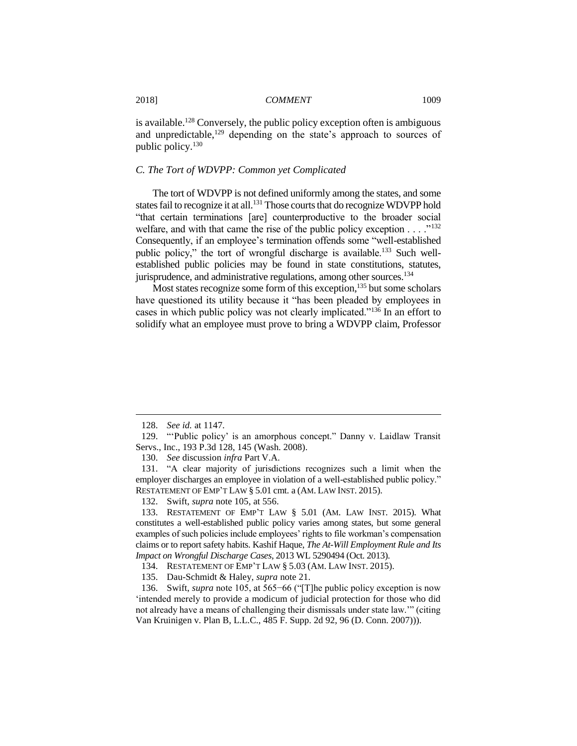is available.[128] Conversely, the public policy exception often is ambiguous and unpredictable,[129] depending on the state's approach to sources of public policy.[130]

### *C. The Tort of WDVPP: Common yet Complicated*

The tort of WDVPP is not defined uniformly among the states, and some states fail to recognize it at all.[131] Those courts that do recognize WDVPP hold "that certain terminations [are] counterproductive to the broader social welfare, and with that came the rise of the public policy exception . . . ."[132] Consequently, if an employee's termination offends some "well-established public policy," the tort of wrongful discharge is available.[133] Such well-established public policies may be found in state constitutions, statutes, jurisprudence, and administrative regulations, among other sources.[134]

Most states recognize some form of this exception,[135] but some scholars have questioned its utility because it "has been pleaded by employees in cases in which public policy was not clearly implicated."[136] In an effort to solidify what an employee must prove to bring a WDVPP claim, Professor

---

128. *See id.* at 1147.

129. "'Public policy' is an amorphous concept." Danny v. Laidlaw Transit Servs., Inc., 193 P.3d 128, 145 (Wash. 2008).

130. *See* discussion *infra* Part V.A.

131. "A clear majority of jurisdictions recognizes such a limit when the employer discharges an employee in violation of a well-established public policy." RESTATEMENT OF EMP'T LAW § 5.01 cmt. a (AM. LAW INST. 2015).

132. Swift, *supra* note 105, at 556.

133. RESTATEMENT OF EMP'T LAW § 5.01 (AM. LAW INST. 2015). What constitutes a well-established public policy varies among states, but some general examples of such policies include employees' rights to file workman's compensation claims or to report safety habits. Kashif Haque, *The At-Will Employment Rule and Its Impact on Wrongful Discharge Cases*, 2013 WL 5290494 (Oct. 2013).

134. RESTATEMENT OF EMP'T LAW § 5.03 (AM. LAW INST. 2015).

135. Dau-Schmidt & Haley, *supra* note 21.

136. Swift, *supra* note 105, at 565−66 ("[T]he public policy exception is now 'intended merely to provide a modicum of judicial protection for those who did not already have a means of challenging their dismissals under state law.'" (citing Van Kruinigen v. Plan B, L.L.C., 485 F. Supp. 2d 92, 96 (D. Conn. 2007))).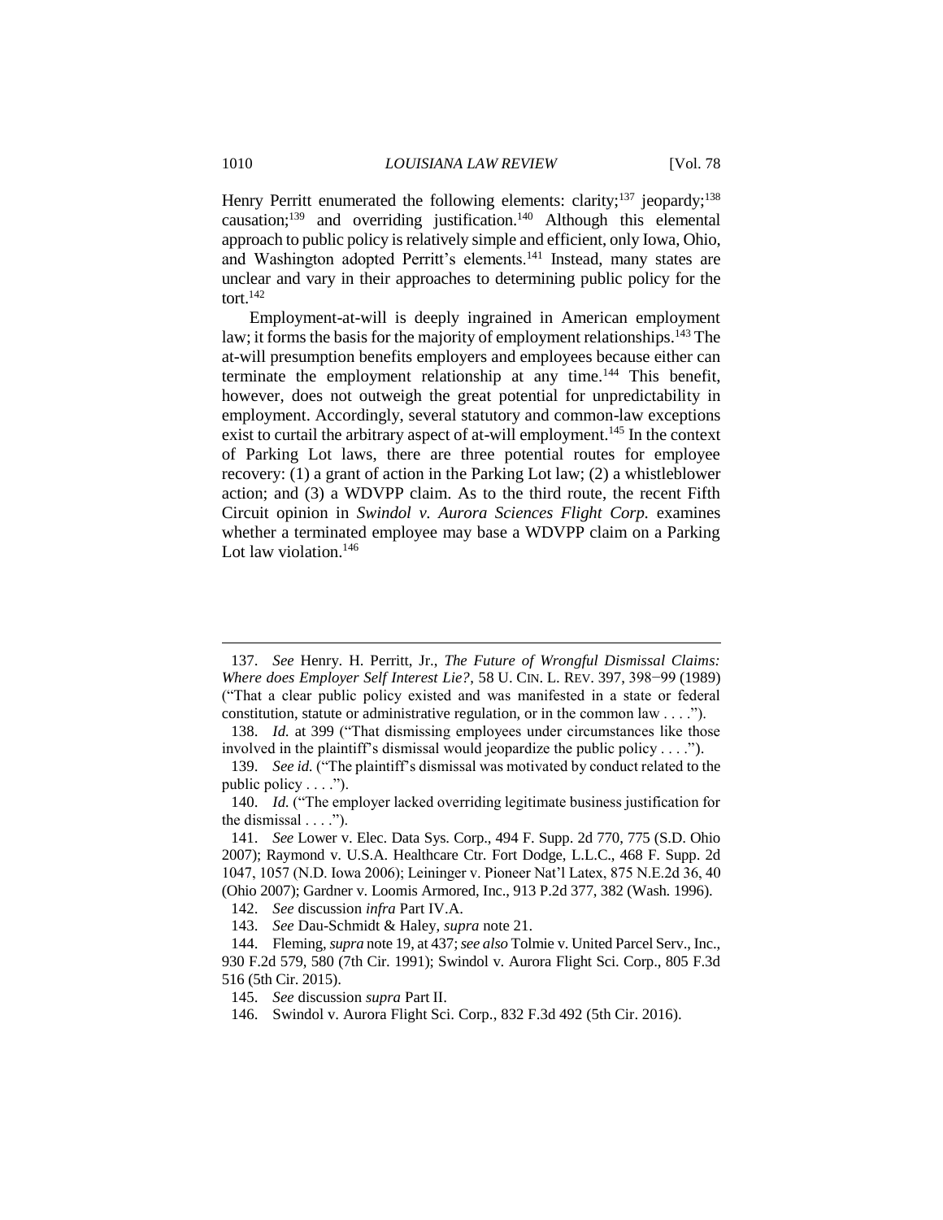Henry Perritt enumerated the following elements: clarity;[137] jeopardy;[138] causation;[139] and overriding justification.[140] Although this elemental approach to public policy is relatively simple and efficient, only Iowa, Ohio, and Washington adopted Perritt's elements.[141] Instead, many states are unclear and vary in their approaches to determining public policy for the tort.[142]

Employment-at-will is deeply ingrained in American employment law; it forms the basis for the majority of employment relationships.[143] The at-will presumption benefits employers and employees because either can terminate the employment relationship at any time.[144] This benefit, however, does not outweigh the great potential for unpredictability in employment. Accordingly, several statutory and common-law exceptions exist to curtail the arbitrary aspect of at-will employment.[145] In the context of Parking Lot laws, there are three potential routes for employee recovery: (1) a grant of action in the Parking Lot law; (2) a whistleblower action; and (3) a WDVPP claim. As to the third route, the recent Fifth Circuit opinion in *Swindol v. Aurora Sciences Flight Corp.* examines whether a terminated employee may base a WDVPP claim on a Parking Lot law violation.[146]

---

137. *See* Henry. H. Perritt, Jr., *The Future of Wrongful Dismissal Claims: Where does Employer Self Interest Lie?*, 58 U. CIN. L. REV. 397, 398−99 (1989) ("That a clear public policy existed and was manifested in a state or federal constitution, statute or administrative regulation, or in the common law . . . .").

138. *Id.* at 399 ("That dismissing employees under circumstances like those involved in the plaintiff's dismissal would jeopardize the public policy . . . .").

139. *See id.* ("The plaintiff's dismissal was motivated by conduct related to the public policy . . . .").

140. *Id.* ("The employer lacked overriding legitimate business justification for the dismissal . . . .").

141. *See* Lower v. Elec. Data Sys. Corp., 494 F. Supp. 2d 770, 775 (S.D. Ohio 2007); Raymond v. U.S.A. Healthcare Ctr. Fort Dodge, L.L.C., 468 F. Supp. 2d 1047, 1057 (N.D. Iowa 2006); Leininger v. Pioneer Nat'l Latex, 875 N.E.2d 36, 40 (Ohio 2007); Gardner v. Loomis Armored, Inc., 913 P.2d 377, 382 (Wash. 1996).

142. *See* discussion *infra* Part IV.A.

143. *See* Dau-Schmidt & Haley, *supra* note 21.

144. Fleming, *supra* note 19, at 437; *see also* Tolmie v. United Parcel Serv., Inc., 930 F.2d 579, 580 (7th Cir. 1991); Swindol v. Aurora Flight Sci. Corp., 805 F.3d 516 (5th Cir. 2015).

145. *See* discussion *supra* Part II.

146. Swindol v. Aurora Flight Sci. Corp., 832 F.3d 492 (5th Cir. 2016).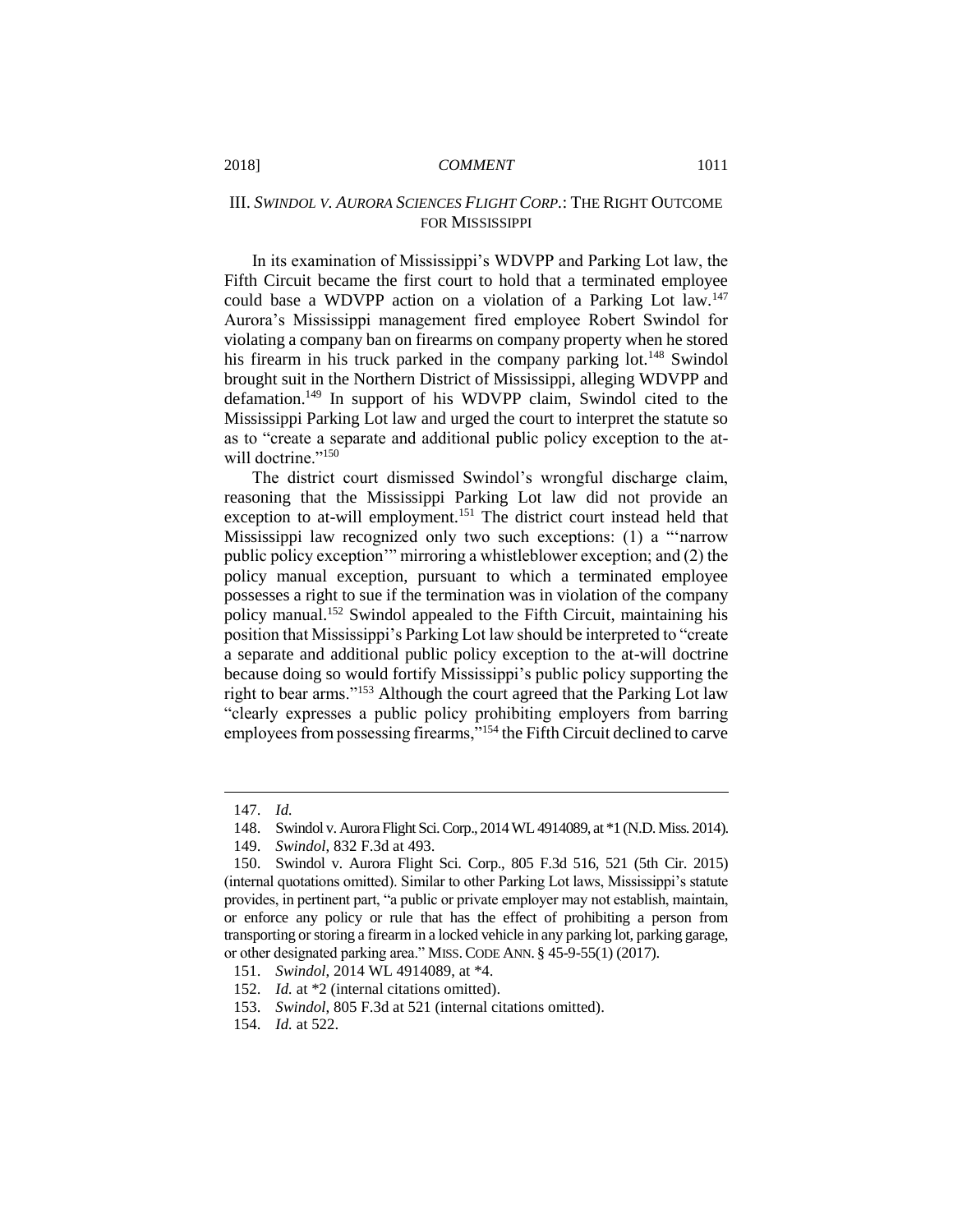## III. *SWINDOL V. AURORA SCIENCES FLIGHT CORP.*: THE RIGHT OUTCOME FOR MISSISSIPPI

In its examination of Mississippi's WDVPP and Parking Lot law, the Fifth Circuit became the first court to hold that a terminated employee could base a WDVPP action on a violation of a Parking Lot law.[147] Aurora's Mississippi management fired employee Robert Swindol for violating a company ban on firearms on company property when he stored his firearm in his truck parked in the company parking lot.[148] Swindol brought suit in the Northern District of Mississippi, alleging WDVPP and defamation.[149] In support of his WDVPP claim, Swindol cited to the Mississippi Parking Lot law and urged the court to interpret the statute so as to "create a separate and additional public policy exception to the at-will doctrine."[150]

The district court dismissed Swindol's wrongful discharge claim, reasoning that the Mississippi Parking Lot law did not provide an exception to at-will employment.[151] The district court instead held that Mississippi law recognized only two such exceptions: (1) a "'narrow public policy exception'" mirroring a whistleblower exception; and (2) the policy manual exception, pursuant to which a terminated employee possesses a right to sue if the termination was in violation of the company policy manual.[152] Swindol appealed to the Fifth Circuit, maintaining his position that Mississippi's Parking Lot law should be interpreted to "create a separate and additional public policy exception to the at-will doctrine because doing so would fortify Mississippi's public policy supporting the right to bear arms."[153] Although the court agreed that the Parking Lot law "clearly expresses a public policy prohibiting employers from barring employees from possessing firearms,"[154] the Fifth Circuit declined to carve

---

147. *Id.*

148. Swindol v. Aurora Flight Sci. Corp., 2014 WL 4914089, at *1 (N.D. Miss. 2014).

149. *Swindol*, 832 F.3d at 493.

150. Swindol v. Aurora Flight Sci. Corp., 805 F.3d 516, 521 (5th Cir. 2015) (internal quotations omitted). Similar to other Parking Lot laws, Mississippi's statute provides, in pertinent part, "a public or private employer may not establish, maintain, or enforce any policy or rule that has the effect of prohibiting a person from transporting or storing a firearm in a locked vehicle in any parking lot, parking garage, or other designated parking area." MISS. CODE ANN. § 45-9-55(1) (2017).

151. *Swindol*, 2014 WL 4914089, at *4.

152. *Id.* at *2 (internal citations omitted).

153. *Swindol*, 805 F.3d at 521 (internal citations omitted).

154. *Id.* at 522.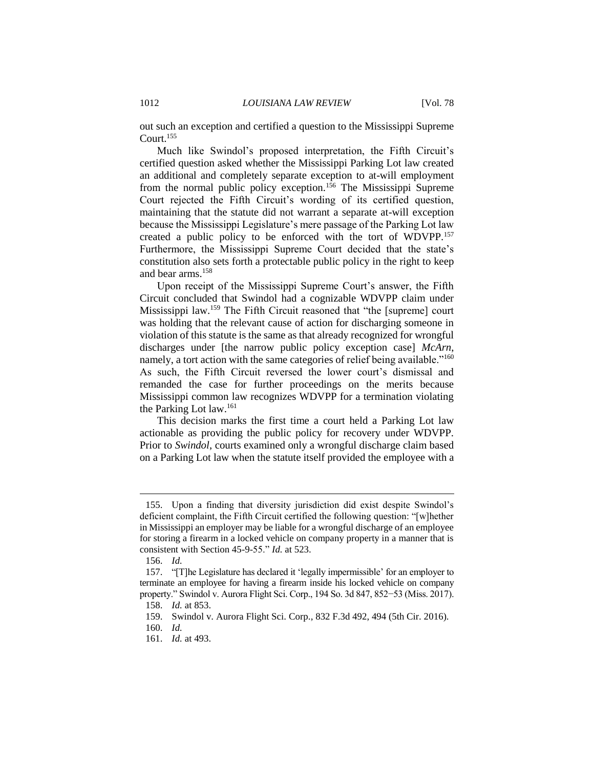out such an exception and certified a question to the Mississippi Supreme Court.[155]

Much like Swindol's proposed interpretation, the Fifth Circuit's certified question asked whether the Mississippi Parking Lot law created an additional and completely separate exception to at-will employment from the normal public policy exception.[156] The Mississippi Supreme Court rejected the Fifth Circuit's wording of its certified question, maintaining that the statute did not warrant a separate at-will exception because the Mississippi Legislature's mere passage of the Parking Lot law created a public policy to be enforced with the tort of WDVPP.[157] Furthermore, the Mississippi Supreme Court decided that the state's constitution also sets forth a protectable public policy in the right to keep and bear arms.[158]

Upon receipt of the Mississippi Supreme Court's answer, the Fifth Circuit concluded that Swindol had a cognizable WDVPP claim under Mississippi law.[159] The Fifth Circuit reasoned that "the [supreme] court was holding that the relevant cause of action for discharging someone in violation of this statute is the same as that already recognized for wrongful discharges under [the narrow public policy exception case] *McArn*, namely, a tort action with the same categories of relief being available."[160] As such, the Fifth Circuit reversed the lower court's dismissal and remanded the case for further proceedings on the merits because Mississippi common law recognizes WDVPP for a termination violating the Parking Lot law.[161]

This decision marks the first time a court held a Parking Lot law actionable as providing the public policy for recovery under WDVPP. Prior to *Swindol*, courts examined only a wrongful discharge claim based on a Parking Lot law when the statute itself provided the employee with a

---

155. Upon a finding that diversity jurisdiction did exist despite Swindol's deficient complaint, the Fifth Circuit certified the following question: "[w]hether in Mississippi an employer may be liable for a wrongful discharge of an employee for storing a firearm in a locked vehicle on company property in a manner that is consistent with Section 45-9-55." *Id.* at 523.

156. *Id.*

157. "[T]he Legislature has declared it 'legally impermissible' for an employer to terminate an employee for having a firearm inside his locked vehicle on company property." Swindol v. Aurora Flight Sci. Corp., 194 So. 3d 847, 852−53 (Miss. 2017).

158. *Id.* at 853.

159. Swindol v. Aurora Flight Sci. Corp., 832 F.3d 492, 494 (5th Cir. 2016).

160. *Id.*

161. *Id.* at 493.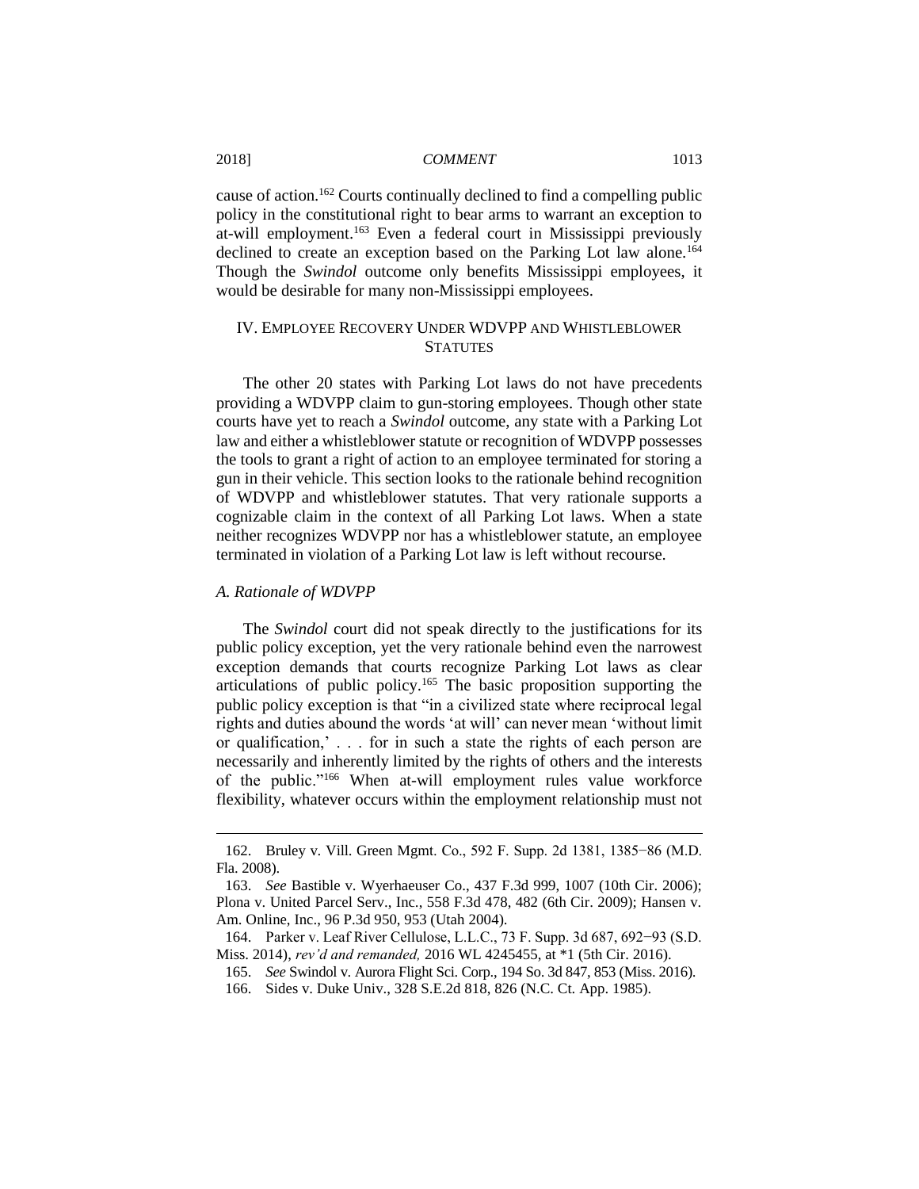cause of action.[162] Courts continually declined to find a compelling public policy in the constitutional right to bear arms to warrant an exception to at-will employment.[163] Even a federal court in Mississippi previously declined to create an exception based on the Parking Lot law alone.[164] Though the *Swindol* outcome only benefits Mississippi employees, it would be desirable for many non-Mississippi employees.

## IV. EMPLOYEE RECOVERY UNDER WDVPP AND WHISTLEBLOWER STATUTES

The other 20 states with Parking Lot laws do not have precedents providing a WDVPP claim to gun-storing employees. Though other state courts have yet to reach a *Swindol* outcome, any state with a Parking Lot law and either a whistleblower statute or recognition of WDVPP possesses the tools to grant a right of action to an employee terminated for storing a gun in their vehicle. This section looks to the rationale behind recognition of WDVPP and whistleblower statutes. That very rationale supports a cognizable claim in the context of all Parking Lot laws. When a state neither recognizes WDVPP nor has a whistleblower statute, an employee terminated in violation of a Parking Lot law is left without recourse.

### *A. Rationale of WDVPP*

The *Swindol* court did not speak directly to the justifications for its public policy exception, yet the very rationale behind even the narrowest exception demands that courts recognize Parking Lot laws as clear articulations of public policy.[165] The basic proposition supporting the public policy exception is that "in a civilized state where reciprocal legal rights and duties abound the words 'at will' can never mean 'without limit or qualification,' . . . for in such a state the rights of each person are necessarily and inherently limited by the rights of others and the interests of the public."[166] When at-will employment rules value workforce flexibility, whatever occurs within the employment relationship must not

---

162. Bruley v. Vill. Green Mgmt. Co., 592 F. Supp. 2d 1381, 1385−86 (M.D. Fla. 2008).

163. *See* Bastible v. Wyerhaeuser Co., 437 F.3d 999, 1007 (10th Cir. 2006); Plona v. United Parcel Serv., Inc., 558 F.3d 478, 482 (6th Cir. 2009); Hansen v. Am. Online, Inc., 96 P.3d 950, 953 (Utah 2004).

164. Parker v. Leaf River Cellulose, L.L.C., 73 F. Supp. 3d 687, 692−93 (S.D. Miss. 2014), *rev'd and remanded,* 2016 WL 4245455, at *1 (5th Cir. 2016).

165. *See* Swindol v. Aurora Flight Sci. Corp., 194 So. 3d 847, 853 (Miss. 2016).

166. Sides v. Duke Univ., 328 S.E.2d 818, 826 (N.C. Ct. App. 1985).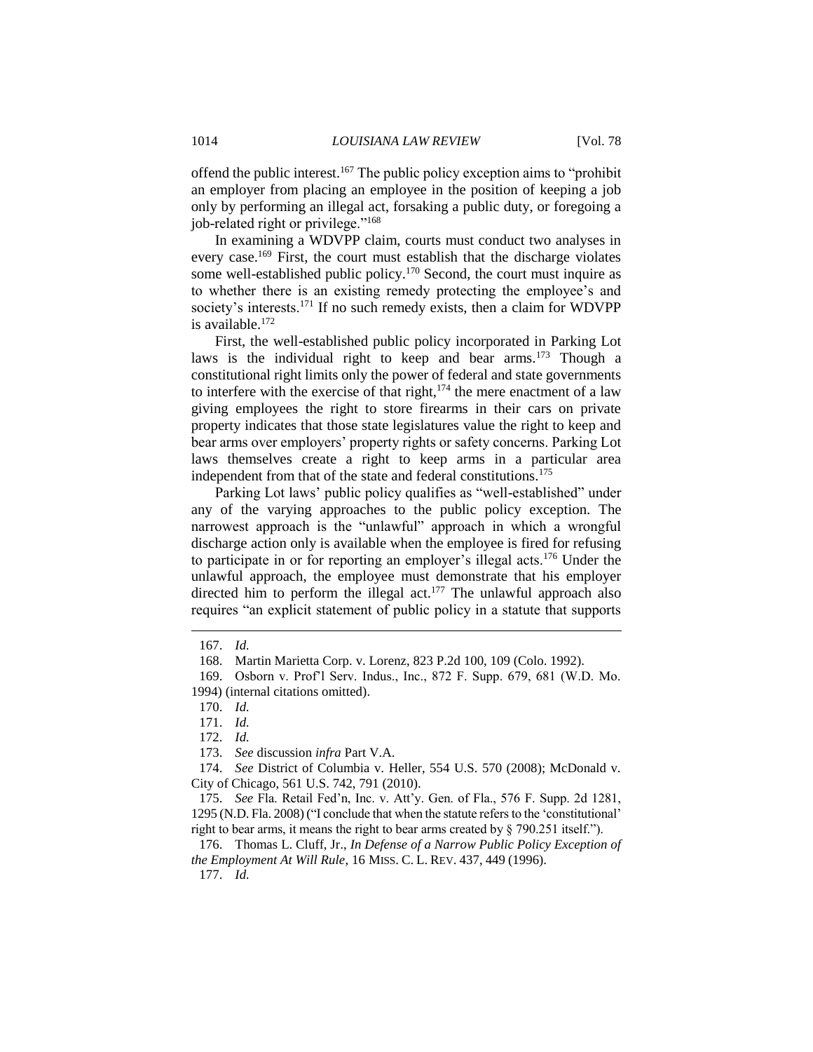offend the public interest.[167] The public policy exception aims to "prohibit an employer from placing an employee in the position of keeping a job only by performing an illegal act, forsaking a public duty, or foregoing a job-related right or privilege."[168]

In examining a WDVPP claim, courts must conduct two analyses in every case.[169] First, the court must establish that the discharge violates some well-established public policy.[170] Second, the court must inquire as to whether there is an existing remedy protecting the employee's and society's interests.[171] If no such remedy exists, then a claim for WDVPP is available.[172]

First, the well-established public policy incorporated in Parking Lot laws is the individual right to keep and bear arms.[173] Though a constitutional right limits only the power of federal and state governments to interfere with the exercise of that right,[174] the mere enactment of a law giving employees the right to store firearms in their cars on private property indicates that those state legislatures value the right to keep and bear arms over employers' property rights or safety concerns. Parking Lot laws themselves create a right to keep arms in a particular area independent from that of the state and federal constitutions.[175]

Parking Lot laws' public policy qualifies as "well-established" under any of the varying approaches to the public policy exception. The narrowest approach is the "unlawful" approach in which a wrongful discharge action only is available when the employee is fired for refusing to participate in or for reporting an employer's illegal acts.[176] Under the unlawful approach, the employee must demonstrate that his employer directed him to perform the illegal act.[177] The unlawful approach also requires "an explicit statement of public policy in a statute that supports

---

167. *Id.*

168. Martin Marietta Corp. v. Lorenz, 823 P.2d 100, 109 (Colo. 1992).

169. Osborn v. Prof'l Serv. Indus., Inc., 872 F. Supp. 679, 681 (W.D. Mo. 1994) (internal citations omitted).

170. *Id.*

171. *Id.*

172. *Id.*

173. *See* discussion *infra* Part V.A.

174. *See* District of Columbia v. Heller, 554 U.S. 570 (2008); McDonald v. City of Chicago, 561 U.S. 742, 791 (2010).

175. *See* Fla. Retail Fed'n, Inc. v. Att'y. Gen. of Fla., 576 F. Supp. 2d 1281, 1295 (N.D. Fla. 2008) ("I conclude that when the statute refers to the 'constitutional' right to bear arms, it means the right to bear arms created by § 790.251 itself.").

176. Thomas L. Cluff, Jr., *In Defense of a Narrow Public Policy Exception of the Employment At Will Rule*, 16 MISS. C. L. REV. 437, 449 (1996).

177. *Id.*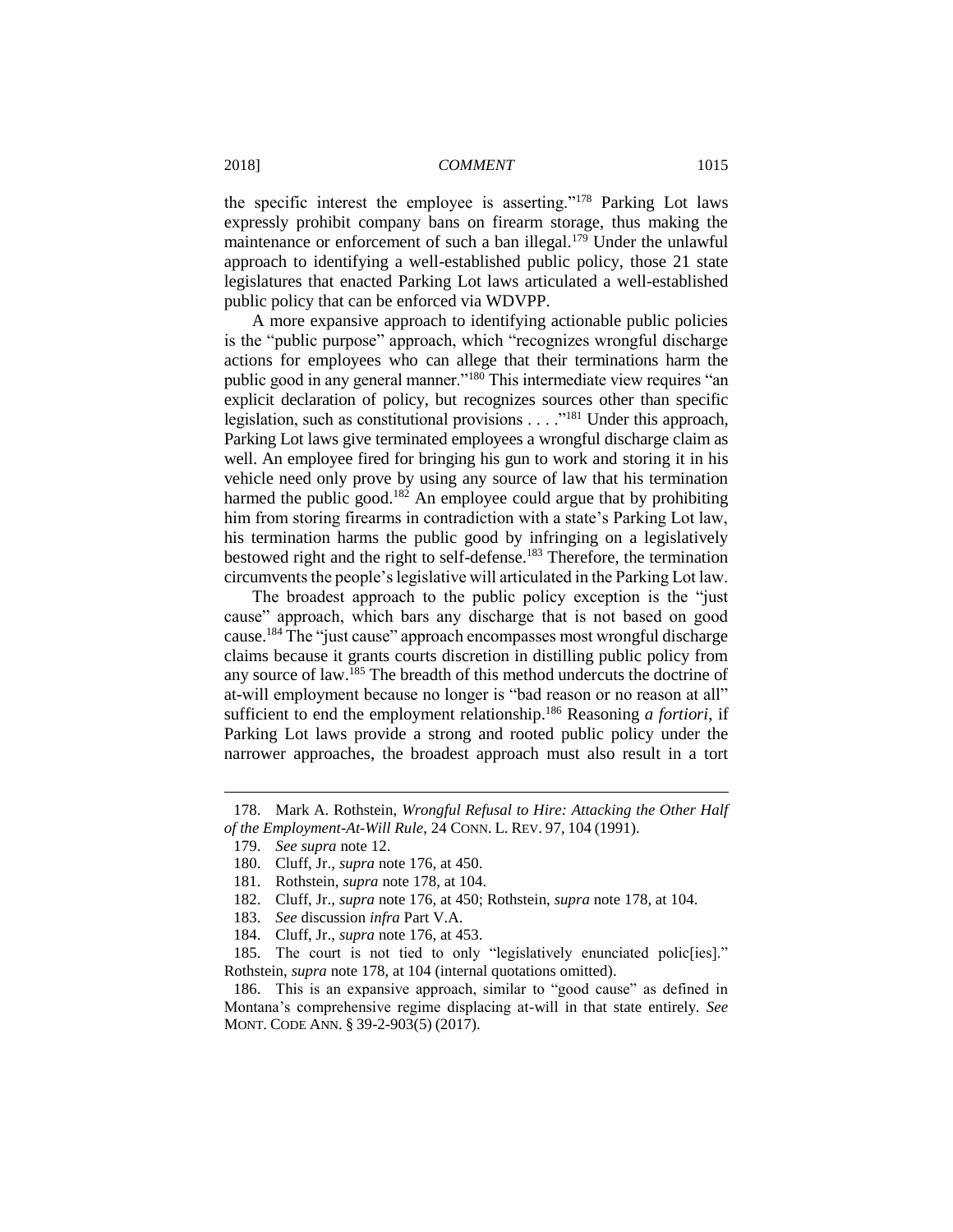the specific interest the employee is asserting."[178] Parking Lot laws expressly prohibit company bans on firearm storage, thus making the maintenance or enforcement of such a ban illegal.[179] Under the unlawful approach to identifying a well-established public policy, those 21 state legislatures that enacted Parking Lot laws articulated a well-established public policy that can be enforced via WDVPP.

A more expansive approach to identifying actionable public policies is the "public purpose" approach, which "recognizes wrongful discharge actions for employees who can allege that their terminations harm the public good in any general manner."[180] This intermediate view requires "an explicit declaration of policy, but recognizes sources other than specific legislation, such as constitutional provisions . . . ."[181] Under this approach, Parking Lot laws give terminated employees a wrongful discharge claim as well. An employee fired for bringing his gun to work and storing it in his vehicle need only prove by using any source of law that his termination harmed the public good.[182] An employee could argue that by prohibiting him from storing firearms in contradiction with a state's Parking Lot law, his termination harms the public good by infringing on a legislatively bestowed right and the right to self-defense.[183] Therefore, the termination circumvents the people's legislative will articulated in the Parking Lot law.

The broadest approach to the public policy exception is the "just cause" approach, which bars any discharge that is not based on good cause.[184] The "just cause" approach encompasses most wrongful discharge claims because it grants courts discretion in distilling public policy from any source of law.[185] The breadth of this method undercuts the doctrine of at-will employment because no longer is "bad reason or no reason at all" sufficient to end the employment relationship.[186] Reasoning *a fortiori*, if Parking Lot laws provide a strong and rooted public policy under the narrower approaches, the broadest approach must also result in a tort

---

178. Mark A. Rothstein, *Wrongful Refusal to Hire: Attacking the Other Half of the Employment-At-Will Rule*, 24 CONN. L. REV. 97, 104 (1991).

179. *See supra* note 12.

180. Cluff, Jr., *supra* note 176, at 450.

181. Rothstein, *supra* note 178, at 104.

182. Cluff, Jr., *supra* note 176, at 450; Rothstein, *supra* note 178, at 104.

183. *See* discussion *infra* Part V.A.

184. Cluff, Jr., *supra* note 176, at 453.

185. The court is not tied to only "legislatively enunciated polic[ies]." Rothstein, *supra* note 178, at 104 (internal quotations omitted).

186. This is an expansive approach, similar to "good cause" as defined in Montana's comprehensive regime displacing at-will in that state entirely. *See* MONT. CODE ANN. § 39-2-903(5) (2017).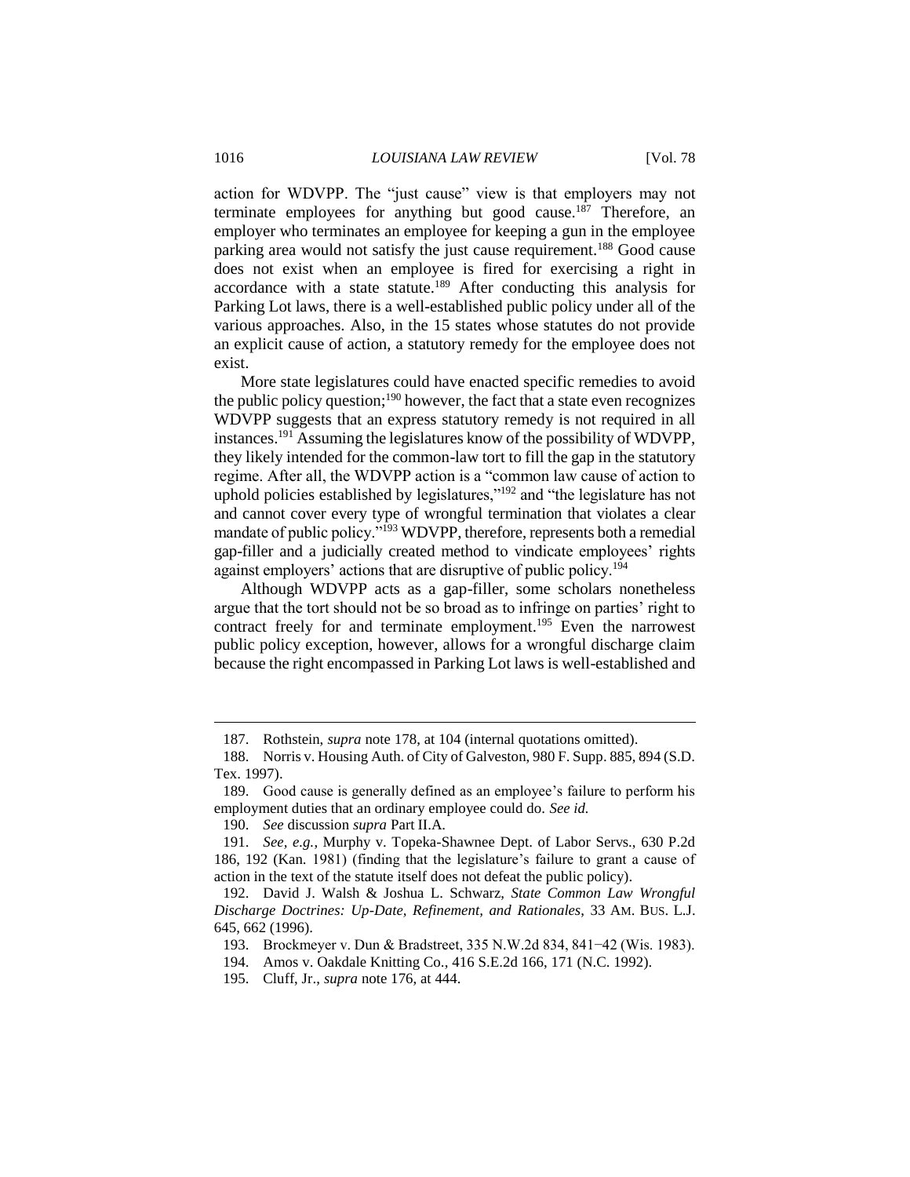action for WDVPP. The "just cause" view is that employers may not terminate employees for anything but good cause.[187] Therefore, an employer who terminates an employee for keeping a gun in the employee parking area would not satisfy the just cause requirement.[188] Good cause does not exist when an employee is fired for exercising a right in accordance with a state statute.[189] After conducting this analysis for Parking Lot laws, there is a well-established public policy under all of the various approaches. Also, in the 15 states whose statutes do not provide an explicit cause of action, a statutory remedy for the employee does not exist.

More state legislatures could have enacted specific remedies to avoid the public policy question;[190] however, the fact that a state even recognizes WDVPP suggests that an express statutory remedy is not required in all instances.[191] Assuming the legislatures know of the possibility of WDVPP, they likely intended for the common-law tort to fill the gap in the statutory regime. After all, the WDVPP action is a "common law cause of action to uphold policies established by legislatures,"[192] and "the legislature has not and cannot cover every type of wrongful termination that violates a clear mandate of public policy."[193] WDVPP, therefore, represents both a remedial gap-filler and a judicially created method to vindicate employees' rights against employers' actions that are disruptive of public policy.[194]

Although WDVPP acts as a gap-filler, some scholars nonetheless argue that the tort should not be so broad as to infringe on parties' right to contract freely for and terminate employment.[195] Even the narrowest public policy exception, however, allows for a wrongful discharge claim because the right encompassed in Parking Lot laws is well-established and

---

187. Rothstein, *supra* note 178, at 104 (internal quotations omitted).

188. Norris v. Housing Auth. of City of Galveston, 980 F. Supp. 885, 894 (S.D. Tex. 1997).

189. Good cause is generally defined as an employee's failure to perform his employment duties that an ordinary employee could do. *See id.*

190. *See* discussion *supra* Part II.A.

191. *See, e.g.*, Murphy v. Topeka-Shawnee Dept. of Labor Servs., 630 P.2d 186, 192 (Kan. 1981) (finding that the legislature's failure to grant a cause of action in the text of the statute itself does not defeat the public policy).

192. David J. Walsh & Joshua L. Schwarz, *State Common Law Wrongful Discharge Doctrines: Up-Date, Refinement, and Rationales*, 33 AM. BUS. L.J. 645, 662 (1996).

193. Brockmeyer v. Dun & Bradstreet, 335 N.W.2d 834, 841−42 (Wis. 1983).

194. Amos v. Oakdale Knitting Co., 416 S.E.2d 166, 171 (N.C. 1992).

195. Cluff, Jr., *supra* note 176, at 444.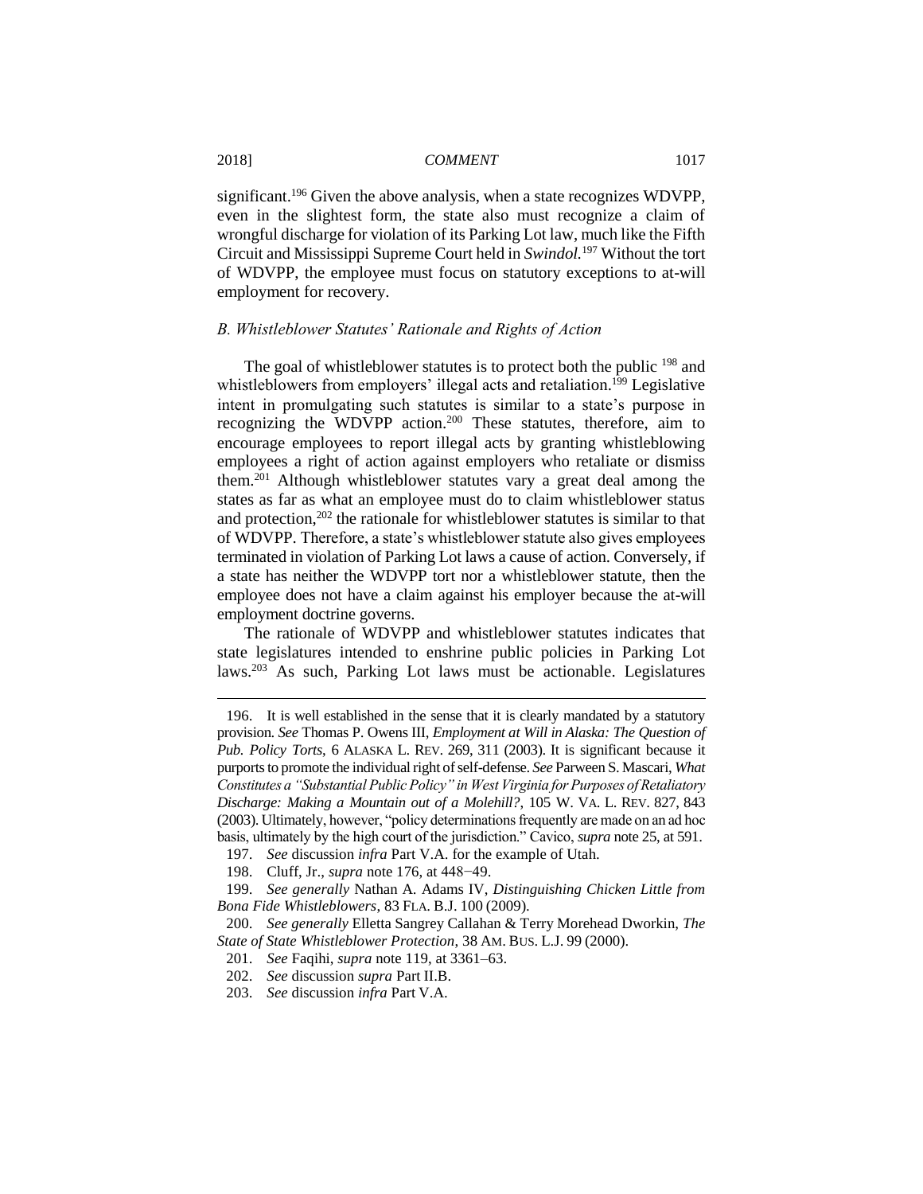significant.[196] Given the above analysis, when a state recognizes WDVPP, even in the slightest form, the state also must recognize a claim of wrongful discharge for violation of its Parking Lot law, much like the Fifth Circuit and Mississippi Supreme Court held in *Swindol*.[197] Without the tort of WDVPP, the employee must focus on statutory exceptions to at-will employment for recovery.

### *B. Whistleblower Statutes' Rationale and Rights of Action*

The goal of whistleblower statutes is to protect both the public [198] and whistleblowers from employers' illegal acts and retaliation.[199] Legislative intent in promulgating such statutes is similar to a state's purpose in recognizing the WDVPP action.[200] These statutes, therefore, aim to encourage employees to report illegal acts by granting whistleblowing employees a right of action against employers who retaliate or dismiss them.[201] Although whistleblower statutes vary a great deal among the states as far as what an employee must do to claim whistleblower status and protection,[202] the rationale for whistleblower statutes is similar to that of WDVPP. Therefore, a state's whistleblower statute also gives employees terminated in violation of Parking Lot laws a cause of action. Conversely, if a state has neither the WDVPP tort nor a whistleblower statute, then the employee does not have a claim against his employer because the at-will employment doctrine governs.

The rationale of WDVPP and whistleblower statutes indicates that state legislatures intended to enshrine public policies in Parking Lot laws.[203] As such, Parking Lot laws must be actionable. Legislatures

---

196. It is well established in the sense that it is clearly mandated by a statutory provision. *See* Thomas P. Owens III, *Employment at Will in Alaska: The Question of Pub. Policy Torts*, 6 ALASKA L. REV. 269, 311 (2003). It is significant because it purports to promote the individual right of self-defense. *See* Parween S. Mascari, *What Constitutes a "Substantial Public Policy" in West Virginia for Purposes of Retaliatory Discharge: Making a Mountain out of a Molehill?*, 105 W. VA. L. REV. 827, 843 (2003). Ultimately, however, "policy determinations frequently are made on an ad hoc basis, ultimately by the high court of the jurisdiction." Cavico, *supra* note 25, at 591.

197. *See* discussion *infra* Part V.A. for the example of Utah.

198. Cluff, Jr., *supra* note 176, at 448−49.

199. *See generally* Nathan A. Adams IV, *Distinguishing Chicken Little from Bona Fide Whistleblowers*, 83 FLA. B.J. 100 (2009).

200. *See generally* Elletta Sangrey Callahan & Terry Morehead Dworkin, *The State of State Whistleblower Protection*, 38 AM. BUS. L.J. 99 (2000).

201. *See* Faqihi, *supra* note 119, at 3361–63.

202. *See* discussion *supra* Part II.B.

203. *See* discussion *infra* Part V.A.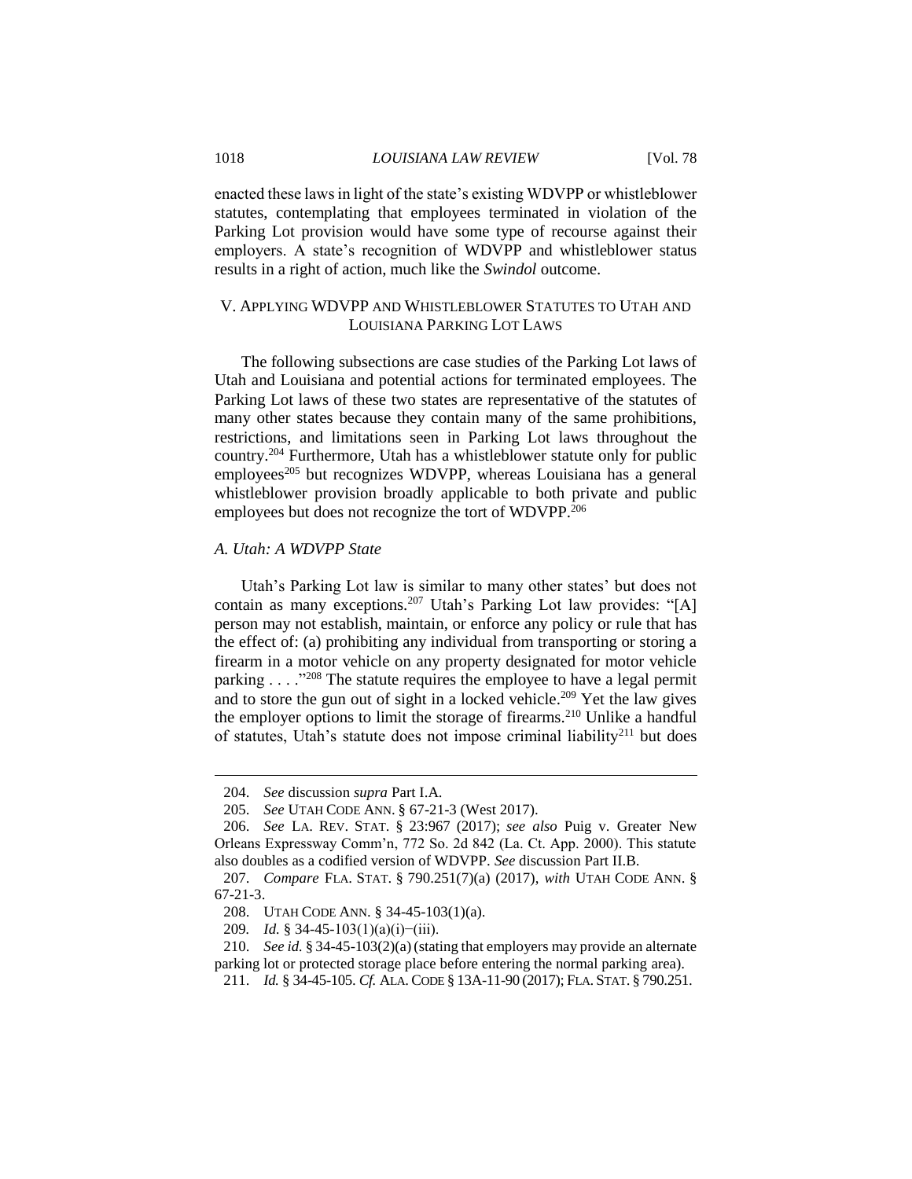enacted these laws in light of the state's existing WDVPP or whistleblower statutes, contemplating that employees terminated in violation of the Parking Lot provision would have some type of recourse against their employers. A state's recognition of WDVPP and whistleblower status results in a right of action, much like the *Swindol* outcome.

## V. APPLYING WDVPP AND WHISTLEBLOWER STATUTES TO UTAH AND LOUISIANA PARKING LOT LAWS

The following subsections are case studies of the Parking Lot laws of Utah and Louisiana and potential actions for terminated employees. The Parking Lot laws of these two states are representative of the statutes of many other states because they contain many of the same prohibitions, restrictions, and limitations seen in Parking Lot laws throughout the country.[204] Furthermore, Utah has a whistleblower statute only for public employees[205] but recognizes WDVPP, whereas Louisiana has a general whistleblower provision broadly applicable to both private and public employees but does not recognize the tort of WDVPP.[206]

### *A. Utah: A WDVPP State*

Utah's Parking Lot law is similar to many other states' but does not contain as many exceptions.[207] Utah's Parking Lot law provides: "[A] person may not establish, maintain, or enforce any policy or rule that has the effect of: (a) prohibiting any individual from transporting or storing a firearm in a motor vehicle on any property designated for motor vehicle parking . . . ."[208] The statute requires the employee to have a legal permit and to store the gun out of sight in a locked vehicle.[209] Yet the law gives the employer options to limit the storage of firearms.[210] Unlike a handful of statutes, Utah's statute does not impose criminal liability[211] but does

---

204. *See* discussion *supra* Part I.A.

205. *See* UTAH CODE ANN. § 67-21-3 (West 2017).

206. *See* LA. REV. STAT. § 23:967 (2017); *see also* Puig v. Greater New Orleans Expressway Comm'n, 772 So. 2d 842 (La. Ct. App. 2000). This statute also doubles as a codified version of WDVPP. *See* discussion Part II.B.

207. *Compare* FLA. STAT. § 790.251(7)(a) (2017), *with* UTAH CODE ANN. § 67-21-3.

208. UTAH CODE ANN. § 34-45-103(1)(a).

209. *Id.* § 34-45-103(1)(a)(i)−(iii).

210. *See id.* § 34-45-103(2)(a) (stating that employers may provide an alternate parking lot or protected storage place before entering the normal parking area).

211. *Id.* § 34-45-105. *Cf.* ALA. CODE § 13A-11-90 (2017); FLA. STAT. § 790.251.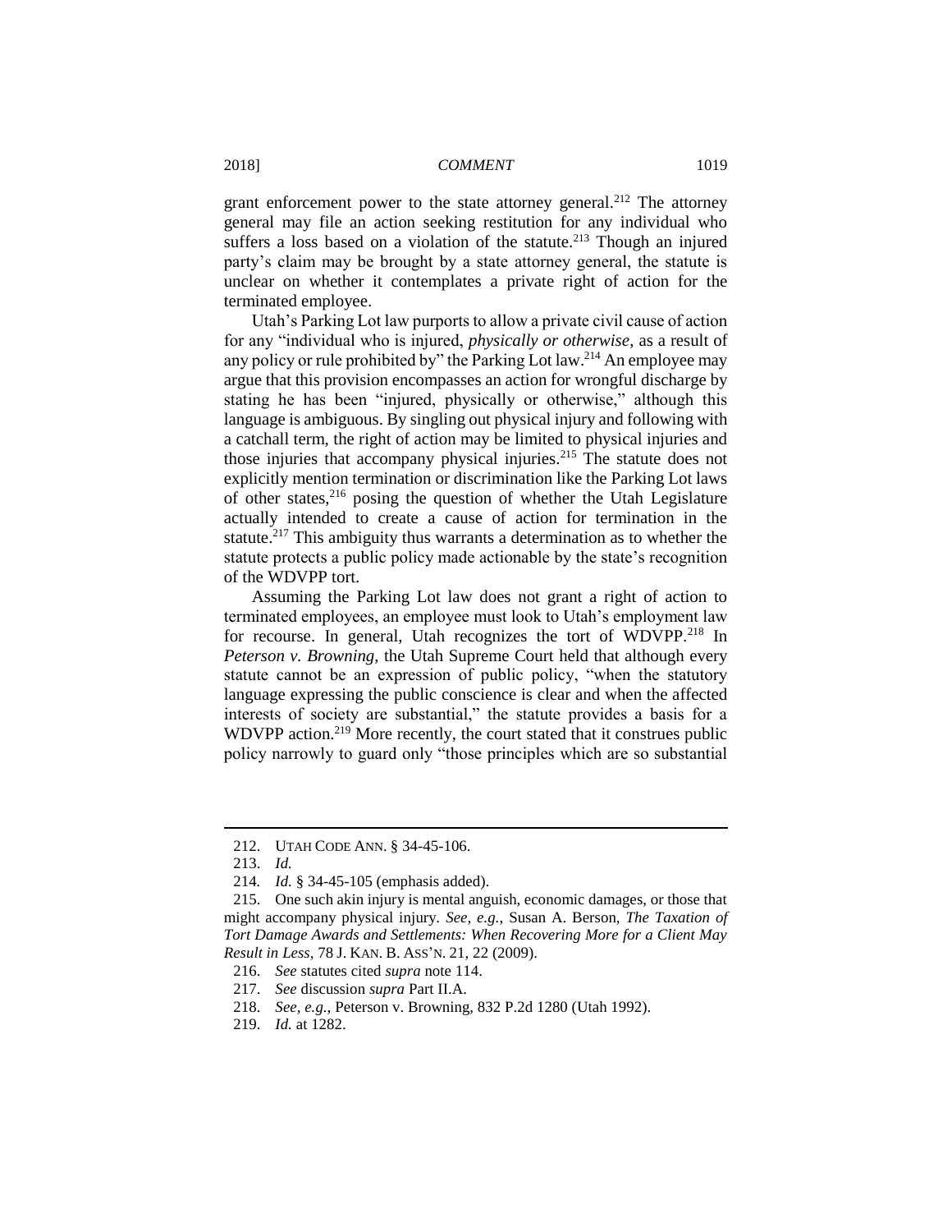grant enforcement power to the state attorney general.[212] The attorney general may file an action seeking restitution for any individual who suffers a loss based on a violation of the statute.[213] Though an injured party's claim may be brought by a state attorney general, the statute is unclear on whether it contemplates a private right of action for the terminated employee.

Utah's Parking Lot law purports to allow a private civil cause of action for any "individual who is injured, *physically or otherwise*, as a result of any policy or rule prohibited by" the Parking Lot law.[214] An employee may argue that this provision encompasses an action for wrongful discharge by stating he has been "injured, physically or otherwise," although this language is ambiguous. By singling out physical injury and following with a catchall term, the right of action may be limited to physical injuries and those injuries that accompany physical injuries.[215] The statute does not explicitly mention termination or discrimination like the Parking Lot laws of other states,[216] posing the question of whether the Utah Legislature actually intended to create a cause of action for termination in the statute.[217] This ambiguity thus warrants a determination as to whether the statute protects a public policy made actionable by the state's recognition of the WDVPP tort.

Assuming the Parking Lot law does not grant a right of action to terminated employees, an employee must look to Utah's employment law for recourse. In general, Utah recognizes the tort of WDVPP.[218] In *Peterson v. Browning*, the Utah Supreme Court held that although every statute cannot be an expression of public policy, "when the statutory language expressing the public conscience is clear and when the affected interests of society are substantial," the statute provides a basis for a WDVPP action.[219] More recently, the court stated that it construes public policy narrowly to guard only "those principles which are so substantial

---

212. UTAH CODE ANN. § 34-45-106.

213. *Id.*

214. *Id.* § 34-45-105 (emphasis added).

215. One such akin injury is mental anguish, economic damages, or those that might accompany physical injury. *See, e.g.*, Susan A. Berson, *The Taxation of Tort Damage Awards and Settlements: When Recovering More for a Client May Result in Less*, 78 J. KAN. B. ASS'N. 21, 22 (2009).

216. *See* statutes cited *supra* note 114.

217. *See* discussion *supra* Part II.A.

218. *See, e.g.*, Peterson v. Browning, 832 P.2d 1280 (Utah 1992).

219. *Id.* at 1282.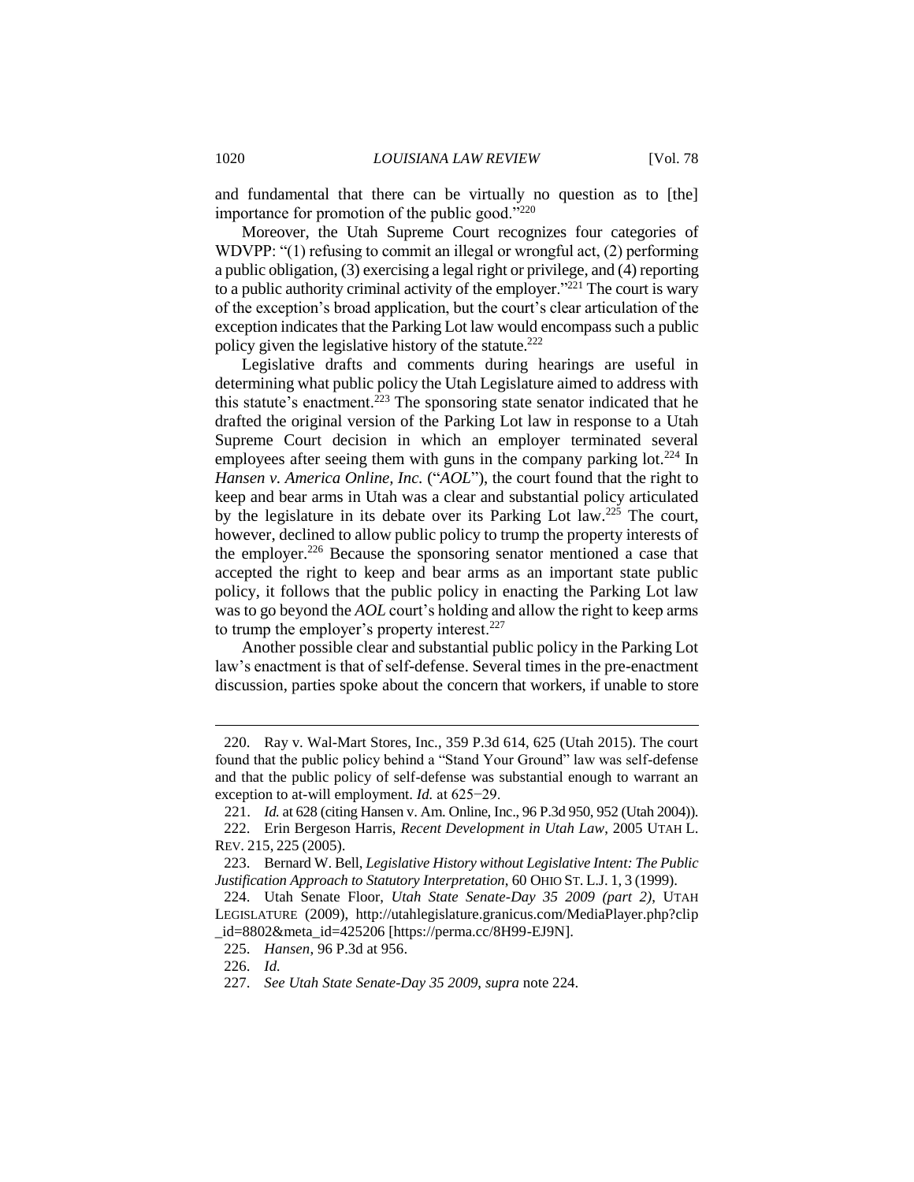and fundamental that there can be virtually no question as to [the] importance for promotion of the public good."[220]

Moreover, the Utah Supreme Court recognizes four categories of WDVPP: "(1) refusing to commit an illegal or wrongful act, (2) performing a public obligation, (3) exercising a legal right or privilege, and (4) reporting to a public authority criminal activity of the employer."[221] The court is wary of the exception's broad application, but the court's clear articulation of the exception indicates that the Parking Lot law would encompass such a public policy given the legislative history of the statute.[222]

Legislative drafts and comments during hearings are useful in determining what public policy the Utah Legislature aimed to address with this statute's enactment.[223] The sponsoring state senator indicated that he drafted the original version of the Parking Lot law in response to a Utah Supreme Court decision in which an employer terminated several employees after seeing them with guns in the company parking lot.[224] In *Hansen v. America Online, Inc.* ("*AOL*"), the court found that the right to keep and bear arms in Utah was a clear and substantial policy articulated by the legislature in its debate over its Parking Lot law.[225] The court, however, declined to allow public policy to trump the property interests of the employer.[226] Because the sponsoring senator mentioned a case that accepted the right to keep and bear arms as an important state public policy, it follows that the public policy in enacting the Parking Lot law was to go beyond the *AOL* court's holding and allow the right to keep arms to trump the employer's property interest.[227]

Another possible clear and substantial public policy in the Parking Lot law's enactment is that of self-defense. Several times in the pre-enactment discussion, parties spoke about the concern that workers, if unable to store

---

220. Ray v. Wal-Mart Stores, Inc., 359 P.3d 614, 625 (Utah 2015). The court found that the public policy behind a "Stand Your Ground" law was self-defense and that the public policy of self-defense was substantial enough to warrant an exception to at-will employment. *Id.* at 625−29.

221. *Id.* at 628 (citing Hansen v. Am. Online, Inc., 96 P.3d 950, 952 (Utah 2004)).

222. Erin Bergeson Harris, *Recent Development in Utah Law*, 2005 UTAH L. REV. 215, 225 (2005).

223. Bernard W. Bell, *Legislative History without Legislative Intent: The Public Justification Approach to Statutory Interpretation*, 60 OHIO ST. L.J. 1, 3 (1999).

224. Utah Senate Floor, *Utah State Senate-Day 35 2009 (part 2)*, UTAH LEGISLATURE (2009), http://utahlegislature.granicus.com/MediaPlayer.php?clip_id=8802&meta_id=425206 [https://perma.cc/8H99-EJ9N].

225. *Hansen*, 96 P.3d at 956.

226. *Id.*

227. *See Utah State Senate-Day 35 2009*, *supra* note 224.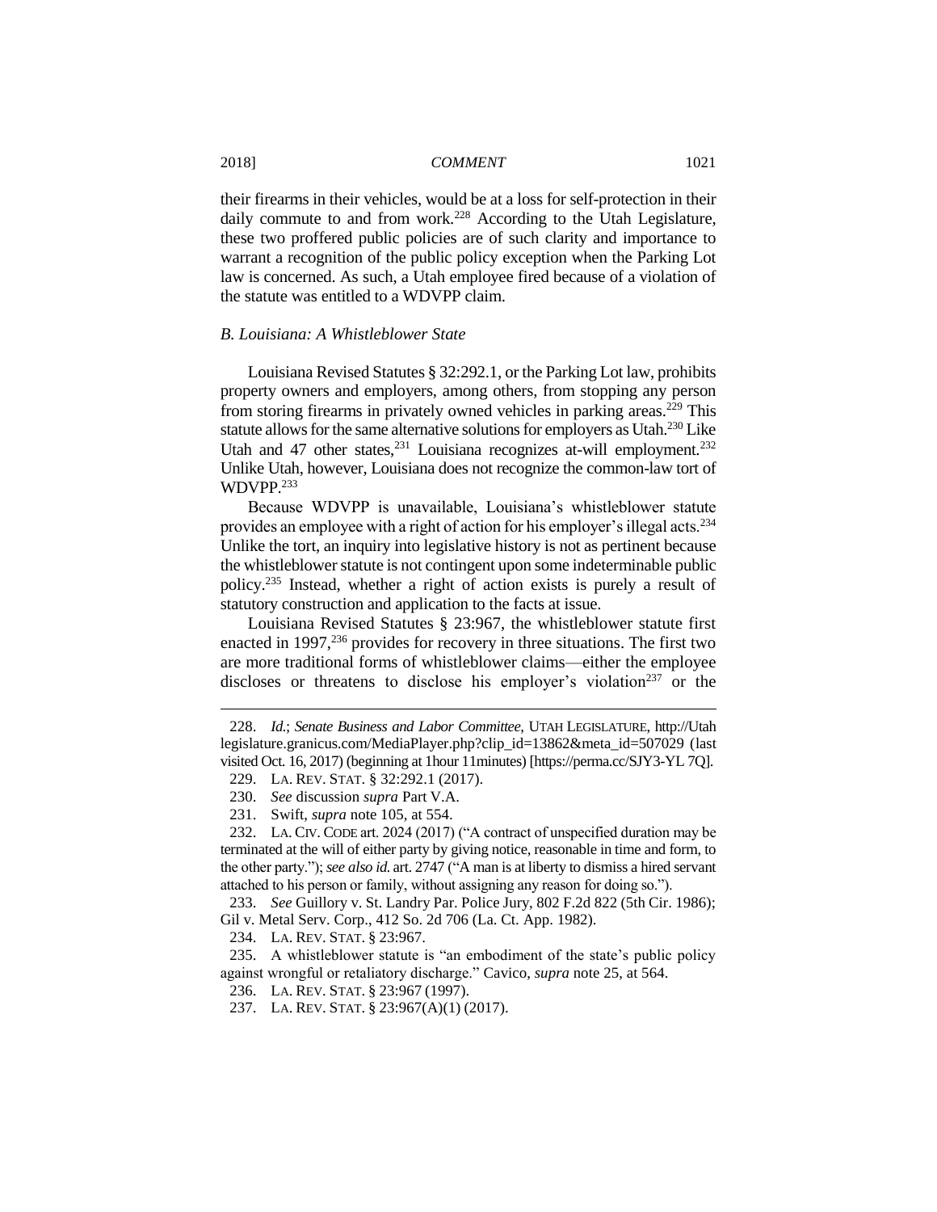their firearms in their vehicles, would be at a loss for self-protection in their daily commute to and from work.[228] According to the Utah Legislature, these two proffered public policies are of such clarity and importance to warrant a recognition of the public policy exception when the Parking Lot law is concerned. As such, a Utah employee fired because of a violation of the statute was entitled to a WDVPP claim.

### *B. Louisiana: A Whistleblower State*

Louisiana Revised Statutes § 32:292.1, or the Parking Lot law, prohibits property owners and employers, among others, from stopping any person from storing firearms in privately owned vehicles in parking areas.[229] This statute allows for the same alternative solutions for employers as Utah.[230] Like Utah and 47 other states,[231] Louisiana recognizes at-will employment.[232] Unlike Utah, however, Louisiana does not recognize the common-law tort of WDVPP.[233]

Because WDVPP is unavailable, Louisiana's whistleblower statute provides an employee with a right of action for his employer's illegal acts.[234] Unlike the tort, an inquiry into legislative history is not as pertinent because the whistleblower statute is not contingent upon some indeterminable public policy.[235] Instead, whether a right of action exists is purely a result of statutory construction and application to the facts at issue.

Louisiana Revised Statutes § 23:967, the whistleblower statute first enacted in 1997,[236] provides for recovery in three situations. The first two are more traditional forms of whistleblower claims—either the employee discloses or threatens to disclose his employer's violation[237] or the

---

228. *Id.*; *Senate Business and Labor Committee*, UTAH LEGISLATURE, http://Utah legislature.granicus.com/MediaPlayer.php?clip_id=13862&meta_id=507029 (last visited Oct. 16, 2017) (beginning at 1hour 11minutes) [https://perma.cc/SJY3-YL 7Q].

229. LA. REV. STAT. § 32:292.1 (2017).

230. *See* discussion *supra* Part V.A.

231. Swift, *supra* note 105, at 554.

232. LA. CIV. CODE art. 2024 (2017) ("A contract of unspecified duration may be terminated at the will of either party by giving notice, reasonable in time and form, to the other party."); *see also id.* art. 2747 ("A man is at liberty to dismiss a hired servant attached to his person or family, without assigning any reason for doing so.").

233. *See* Guillory v. St. Landry Par. Police Jury, 802 F.2d 822 (5th Cir. 1986); Gil v. Metal Serv. Corp., 412 So. 2d 706 (La. Ct. App. 1982).

234. LA. REV. STAT. § 23:967.

235. A whistleblower statute is "an embodiment of the state's public policy against wrongful or retaliatory discharge." Cavico, *supra* note 25, at 564.

236. LA. REV. STAT. § 23:967 (1997).

237. LA. REV. STAT. § 23:967(A)(1) (2017).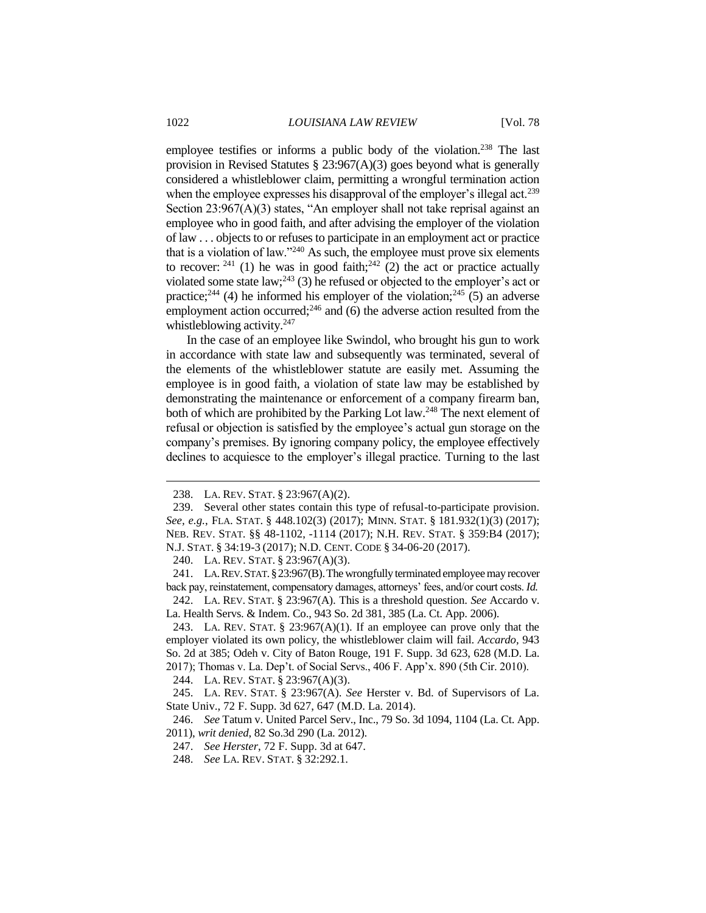employee testifies or informs a public body of the violation.[238] The last provision in Revised Statutes § 23:967(A)(3) goes beyond what is generally considered a whistleblower claim, permitting a wrongful termination action when the employee expresses his disapproval of the employer's illegal act.[239] Section 23:967(A)(3) states, "An employer shall not take reprisal against an employee who in good faith, and after advising the employer of the violation of law . . . objects to or refuses to participate in an employment act or practice that is a violation of law."[240] As such, the employee must prove six elements to recover: [241] (1) he was in good faith;[242] (2) the act or practice actually violated some state law;[243] (3) he refused or objected to the employer's act or practice;[244] (4) he informed his employer of the violation;[245] (5) an adverse employment action occurred;[246] and (6) the adverse action resulted from the whistleblowing activity.[247]

In the case of an employee like Swindol, who brought his gun to work in accordance with state law and subsequently was terminated, several of the elements of the whistleblower statute are easily met. Assuming the employee is in good faith, a violation of state law may be established by demonstrating the maintenance or enforcement of a company firearm ban, both of which are prohibited by the Parking Lot law.[248] The next element of refusal or objection is satisfied by the employee's actual gun storage on the company's premises. By ignoring company policy, the employee effectively declines to acquiesce to the employer's illegal practice. Turning to the last

---

238. LA. REV. STAT. § 23:967(A)(2).

239. Several other states contain this type of refusal-to-participate provision. *See, e.g.*, FLA. STAT. § 448.102(3) (2017); MINN. STAT. § 181.932(1)(3) (2017); NEB. REV. STAT. §§ 48-1102, -1114 (2017); N.H. REV. STAT. § 359:B4 (2017); N.J. STAT. § 34:19-3 (2017); N.D. CENT. CODE § 34-06-20 (2017).

240. LA. REV. STAT. § 23:967(A)(3).

241. LA. REV. STAT. § 23:967(B). The wrongfully terminated employee may recover back pay, reinstatement, compensatory damages, attorneys' fees, and/or court costs. *Id.*

242. LA. REV. STAT. § 23:967(A). This is a threshold question. *See* Accardo v. La. Health Servs. & Indem. Co., 943 So. 2d 381, 385 (La. Ct. App. 2006).

243. LA. REV. STAT. § 23:967(A)(1). If an employee can prove only that the employer violated its own policy, the whistleblower claim will fail. *Accardo*, 943 So. 2d at 385; Odeh v. City of Baton Rouge, 191 F. Supp. 3d 623, 628 (M.D. La. 2017); Thomas v. La. Dep't. of Social Servs., 406 F. App'x. 890 (5th Cir. 2010).

244. LA. REV. STAT. § 23:967(A)(3).

245. LA. REV. STAT. § 23:967(A). *See* Herster v. Bd. of Supervisors of La. State Univ., 72 F. Supp. 3d 627, 647 (M.D. La. 2014).

246. *See* Tatum v. United Parcel Serv., Inc., 79 So. 3d 1094, 1104 (La. Ct. App. 2011), *writ denied*, 82 So.3d 290 (La. 2012).

247. *See Herster*, 72 F. Supp. 3d at 647.

248. *See* LA. REV. STAT. § 32:292.1.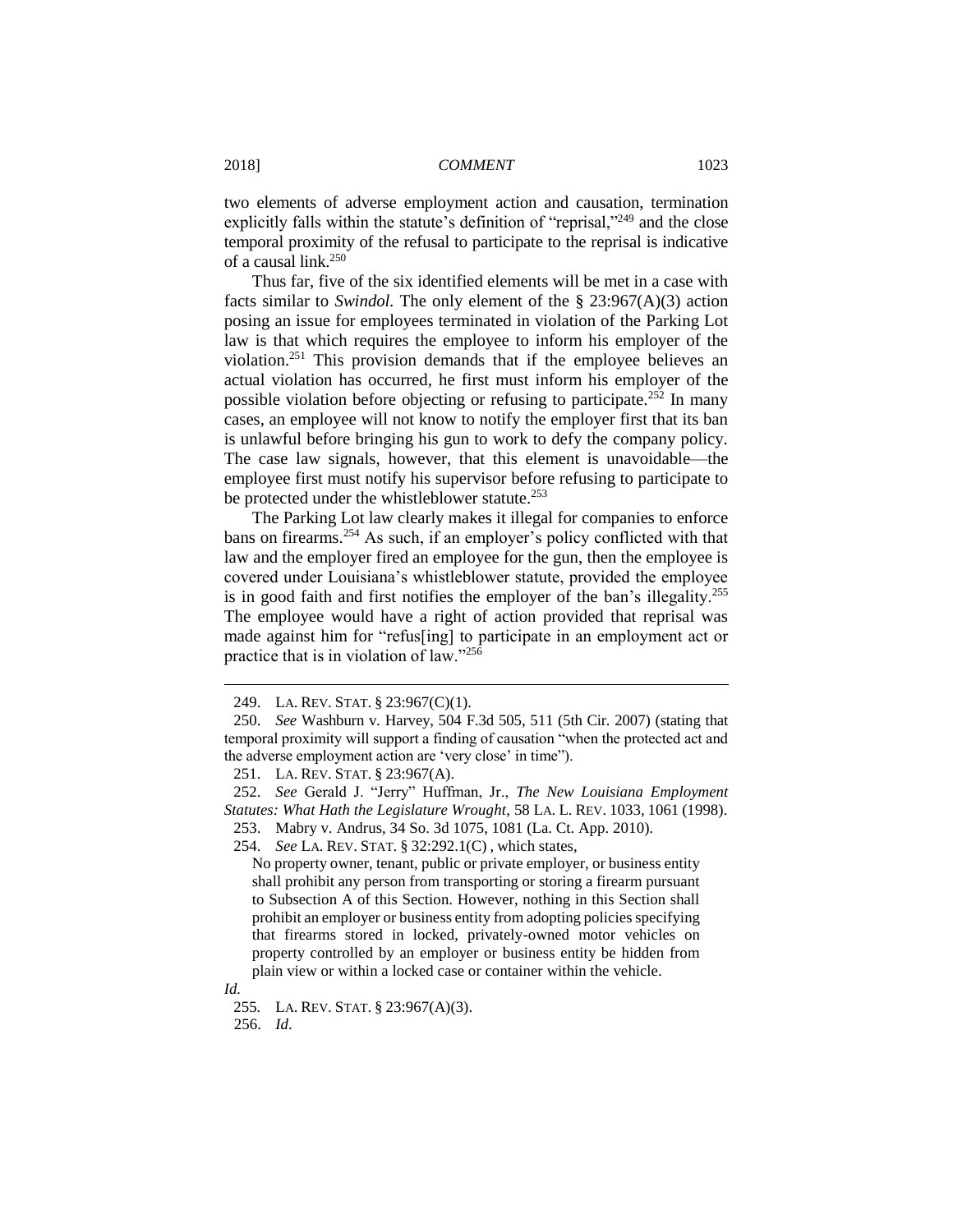two elements of adverse employment action and causation, termination explicitly falls within the statute's definition of "reprisal,"[249] and the close temporal proximity of the refusal to participate to the reprisal is indicative of a causal link.[250]

Thus far, five of the six identified elements will be met in a case with facts similar to *Swindol*. The only element of the § 23:967(A)(3) action posing an issue for employees terminated in violation of the Parking Lot law is that which requires the employee to inform his employer of the violation.[251] This provision demands that if the employee believes an actual violation has occurred, he first must inform his employer of the possible violation before objecting or refusing to participate.[252] In many cases, an employee will not know to notify the employer first that its ban is unlawful before bringing his gun to work to defy the company policy. The case law signals, however, that this element is unavoidable—the employee first must notify his supervisor before refusing to participate to be protected under the whistleblower statute.[253]

The Parking Lot law clearly makes it illegal for companies to enforce bans on firearms.[254] As such, if an employer's policy conflicted with that law and the employer fired an employee for the gun, then the employee is covered under Louisiana's whistleblower statute, provided the employee is in good faith and first notifies the employer of the ban's illegality.[255] The employee would have a right of action provided that reprisal was made against him for "refus[ing] to participate in an employment act or practice that is in violation of law."[256]

---

249. LA. REV. STAT. § 23:967(C)(1).

250. *See* Washburn v. Harvey, 504 F.3d 505, 511 (5th Cir. 2007) (stating that temporal proximity will support a finding of causation "when the protected act and the adverse employment action are 'very close' in time").

251. LA. REV. STAT. § 23:967(A).

252. *See* Gerald J. "Jerry" Huffman, Jr., *The New Louisiana Employment Statutes: What Hath the Legislature Wrought*, 58 LA. L. REV. 1033, 1061 (1998).

253. Mabry v. Andrus, 34 So. 3d 1075, 1081 (La. Ct. App. 2010).

254. *See* LA. REV. STAT. § 32:292.1(C) , which states,

> No property owner, tenant, public or private employer, or business entity shall prohibit any person from transporting or storing a firearm pursuant to Subsection A of this Section. However, nothing in this Section shall prohibit an employer or business entity from adopting policies specifying that firearms stored in locked, privately-owned motor vehicles on property controlled by an employer or business entity be hidden from plain view or within a locked case or container within the vehicle.

*Id.*

255. LA. REV. STAT. § 23:967(A)(3).

256. *Id*.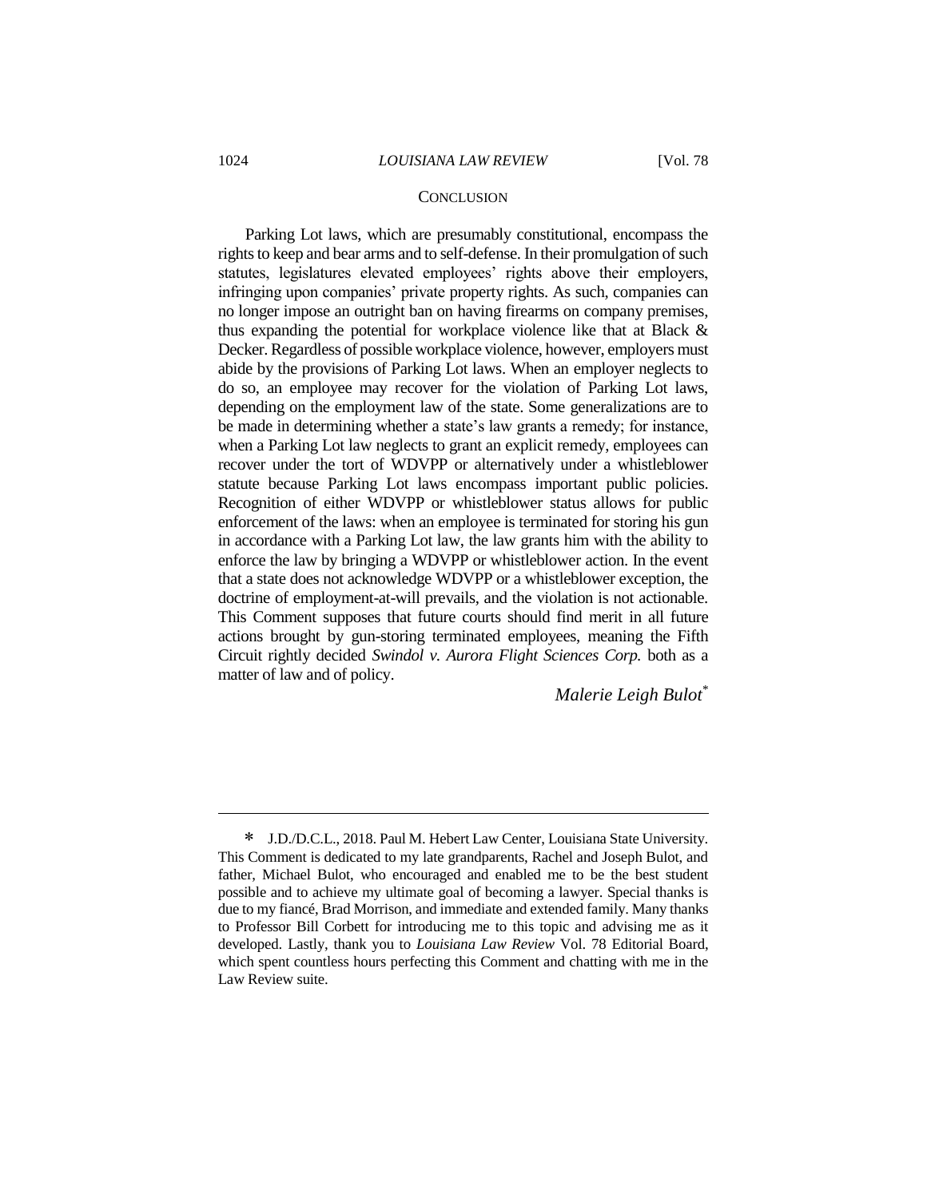## CONCLUSION

Parking Lot laws, which are presumably constitutional, encompass the rights to keep and bear arms and to self-defense. In their promulgation of such statutes, legislatures elevated employees' rights above their employers, infringing upon companies' private property rights. As such, companies can no longer impose an outright ban on having firearms on company premises, thus expanding the potential for workplace violence like that at Black & Decker. Regardless of possible workplace violence, however, employers must abide by the provisions of Parking Lot laws. When an employer neglects to do so, an employee may recover for the violation of Parking Lot laws, depending on the employment law of the state. Some generalizations are to be made in determining whether a state's law grants a remedy; for instance, when a Parking Lot law neglects to grant an explicit remedy, employees can recover under the tort of WDVPP or alternatively under a whistleblower statute because Parking Lot laws encompass important public policies. Recognition of either WDVPP or whistleblower status allows for public enforcement of the laws: when an employee is terminated for storing his gun in accordance with a Parking Lot law, the law grants him with the ability to enforce the law by bringing a WDVPP or whistleblower action. In the event that a state does not acknowledge WDVPP or a whistleblower exception, the doctrine of employment-at-will prevails, and the violation is not actionable. This Comment supposes that future courts should find merit in all future actions brought by gun-storing terminated employees, meaning the Fifth Circuit rightly decided *Swindol v. Aurora Flight Sciences Corp.* both as a matter of law and of policy.

*Malerie Leigh Bulot*[*]

---

[*] J.D./D.C.L., 2018. Paul M. Hebert Law Center, Louisiana State University. This Comment is dedicated to my late grandparents, Rachel and Joseph Bulot, and father, Michael Bulot, who encouraged and enabled me to be the best student possible and to achieve my ultimate goal of becoming a lawyer. Special thanks is due to my fiancé, Brad Morrison, and immediate and extended family. Many thanks to Professor Bill Corbett for introducing me to this topic and advising me as it developed. Lastly, thank you to *Louisiana Law Review* Vol. 78 Editorial Board, which spent countless hours perfecting this Comment and chatting with me in the Law Review suite.